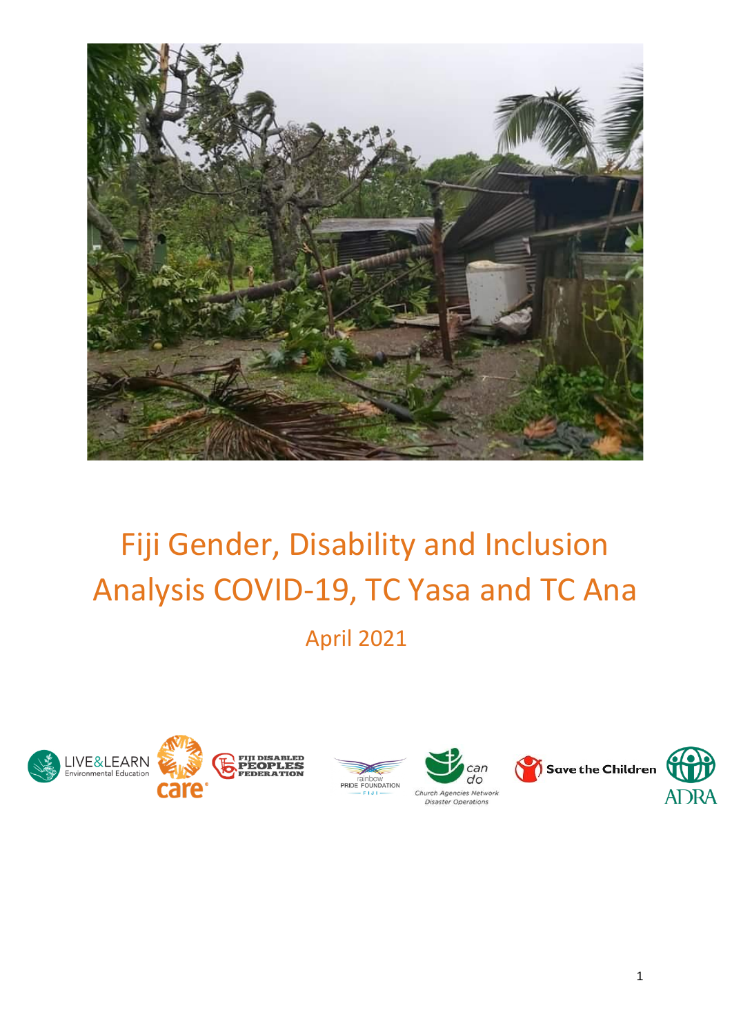# Fiji Gender, Disability and Inclusion Analysis COVID-19, TC Yasa and TC Ana

April 2021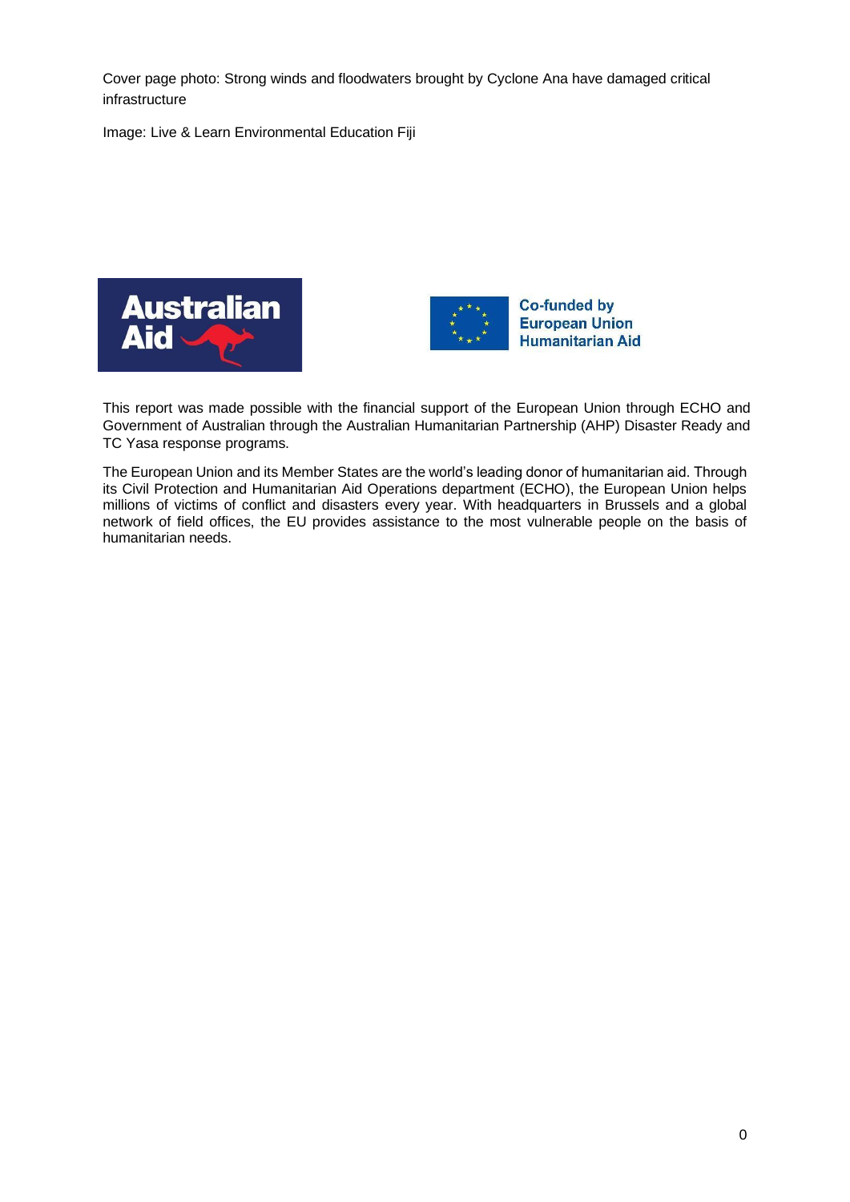Cover page photo: Strong winds and floodwaters brought by Cyclone Ana have damaged critical infrastructure

Image: Live & Learn Environmental Education Fiji

Australian Aid

Co-funded by European Union Humanitarian Aid

This report was made possible with the financial support of the European Union through ECHO and Government of Australian through the Australian Humanitarian Partnership (AHP) Disaster Ready and TC Yasa response programs.

The European Union and its Member States are the world's leading donor of humanitarian aid. Through its Civil Protection and Humanitarian Aid Operations department (ECHO), the European Union helps millions of victims of conflict and disasters every year. With headquarters in Brussels and a global network of field offices, the EU provides assistance to the most vulnerable people on the basis of humanitarian needs.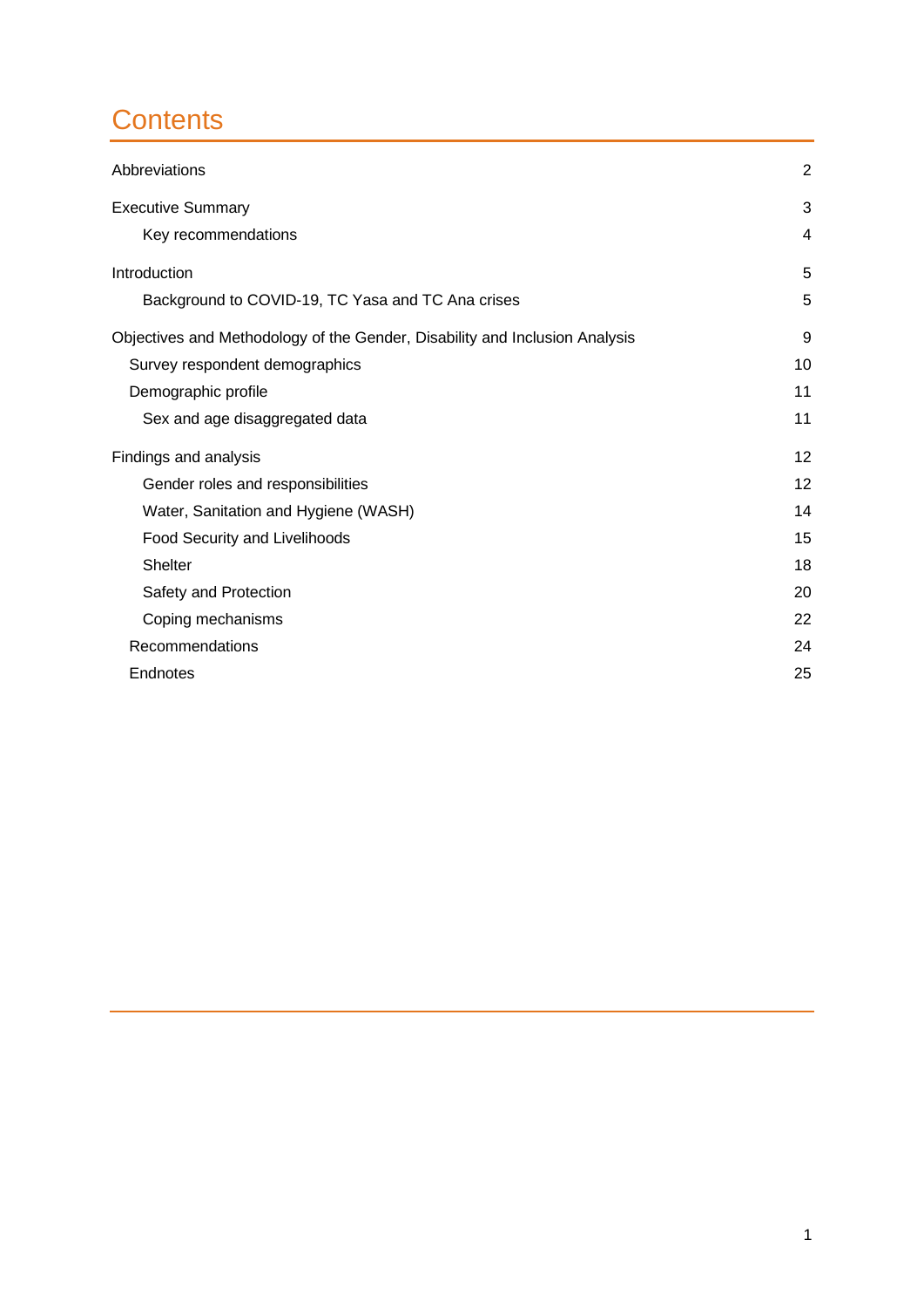# Contents

| | |
|---|---|
| Abbreviations | 2 |
| Executive Summary | 3 |
| Key recommendations | 4 |
| Introduction | 5 |
| Background to COVID-19, TC Yasa and TC Ana crises | 5 |
| Objectives and Methodology of the Gender, Disability and Inclusion Analysis | 9 |
| Survey respondent demographics | 10 |
| Demographic profile | 11 |
| Sex and age disaggregated data | 11 |
| Findings and analysis | 12 |
| Gender roles and responsibilities | 12 |
| Water, Sanitation and Hygiene (WASH) | 14 |
| Food Security and Livelihoods | 15 |
| Shelter | 18 |
| Safety and Protection | 20 |
| Coping mechanisms | 22 |
| Recommendations | 24 |
| Endnotes | 25 |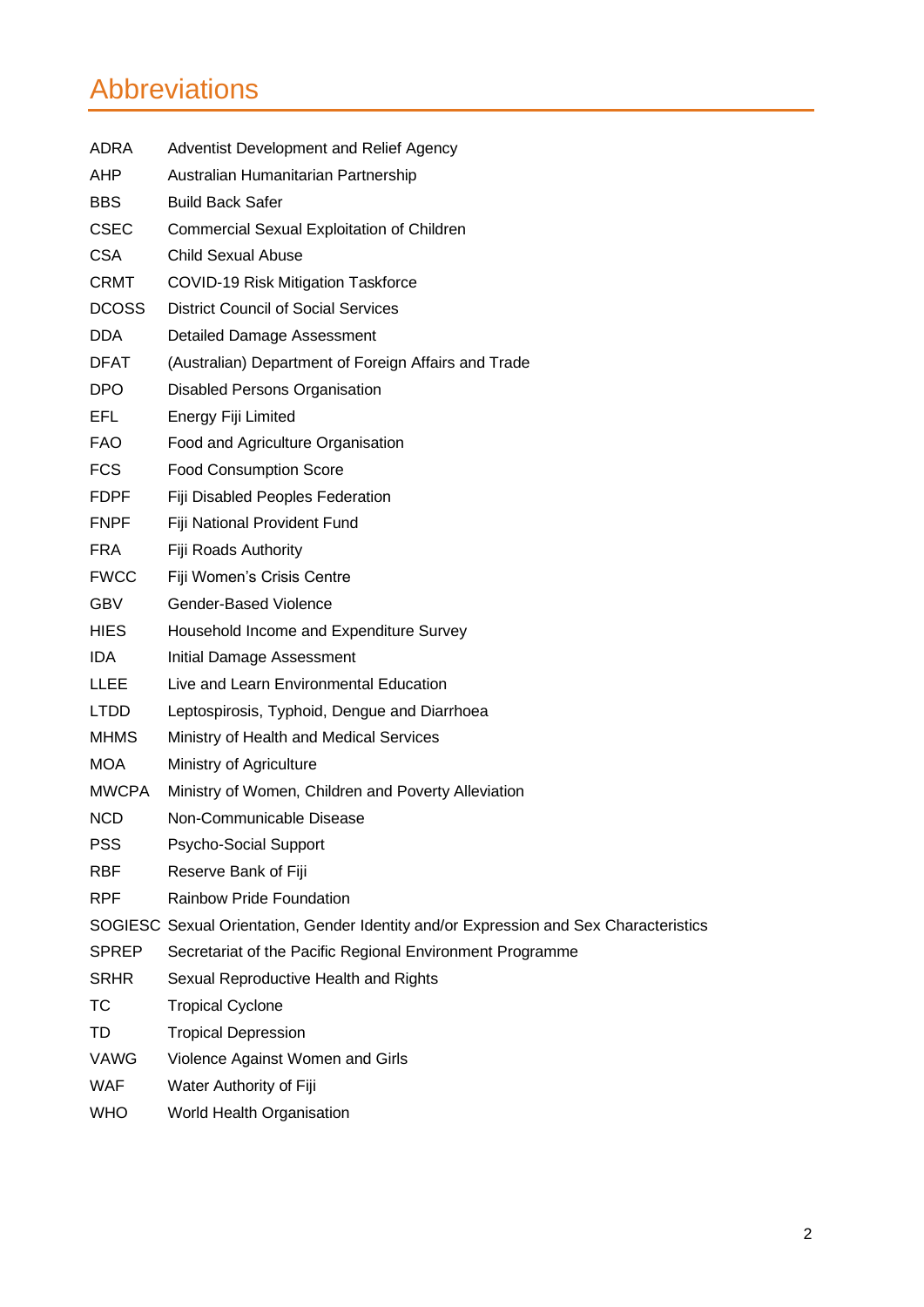# Abbreviations

| | |
|---|---|
| ADRA | Adventist Development and Relief Agency |
| AHP | Australian Humanitarian Partnership |
| BBS | Build Back Safer |
| CSEC | Commercial Sexual Exploitation of Children |
| CSA | Child Sexual Abuse |
| CRMT | COVID-19 Risk Mitigation Taskforce |
| DCOSS | District Council of Social Services |
| DDA | Detailed Damage Assessment |
| DFAT | (Australian) Department of Foreign Affairs and Trade |
| DPO | Disabled Persons Organisation |
| EFL | Energy Fiji Limited |
| FAO | Food and Agriculture Organisation |
| FCS | Food Consumption Score |
| FDPF | Fiji Disabled Peoples Federation |
| FNPF | Fiji National Provident Fund |
| FRA | Fiji Roads Authority |
| FWCC | Fiji Women's Crisis Centre |
| GBV | Gender-Based Violence |
| HIES | Household Income and Expenditure Survey |
| IDA | Initial Damage Assessment |
| LLEE | Live and Learn Environmental Education |
| LTDD | Leptospirosis, Typhoid, Dengue and Diarrhoea |
| MHMS | Ministry of Health and Medical Services |
| MOA | Ministry of Agriculture |
| MWCPA | Ministry of Women, Children and Poverty Alleviation |
| NCD | Non-Communicable Disease |
| PSS | Psycho-Social Support |
| RBF | Reserve Bank of Fiji |
| RPF | Rainbow Pride Foundation |
| SOGIESC | Sexual Orientation, Gender Identity and/or Expression and Sex Characteristics |
| SPREP | Secretariat of the Pacific Regional Environment Programme |
| SRHR | Sexual Reproductive Health and Rights |
| TC | Tropical Cyclone |
| TD | Tropical Depression |
| VAWG | Violence Against Women and Girls |
| WAF | Water Authority of Fiji |
| WHO | World Health Organisation |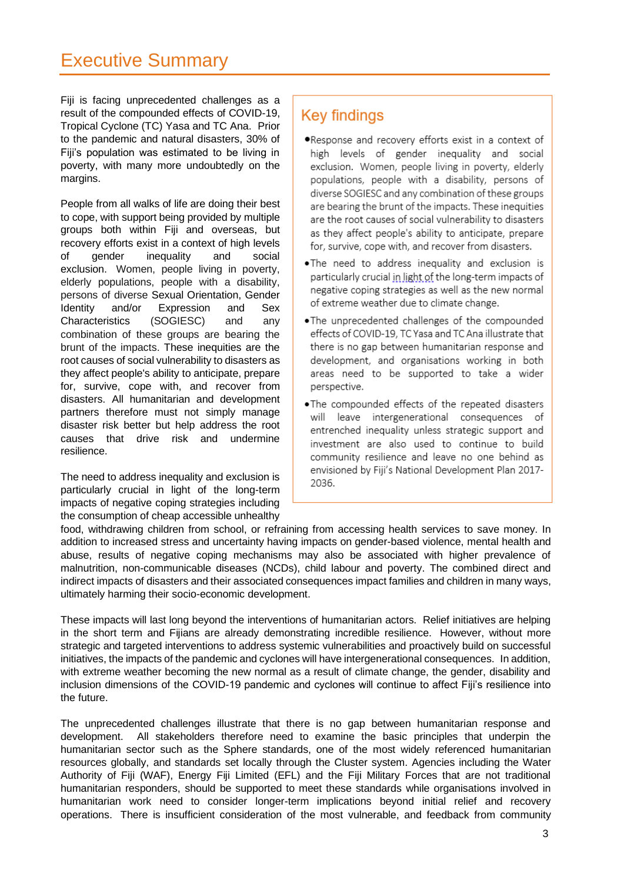# Executive Summary

Fiji is facing unprecedented challenges as a result of the compounded effects of COVID-19, Tropical Cyclone (TC) Yasa and TC Ana. Prior to the pandemic and natural disasters, 30% of Fiji's population was estimated to be living in poverty, with many more undoubtedly on the margins.

People from all walks of life are doing their best to cope, with support being provided by multiple groups both within Fiji and overseas, but recovery efforts exist in a context of high levels of gender inequality and social exclusion. Women, people living in poverty, elderly populations, people with a disability, persons of diverse Sexual Orientation, Gender Identity and/or Expression and Sex Characteristics (SOGIESC) and any combination of these groups are bearing the brunt of the impacts. These inequities are the root causes of social vulnerability to disasters as they affect people's ability to anticipate, prepare for, survive, cope with, and recover from disasters. All humanitarian and development partners therefore must not simply manage disaster risk better but help address the root causes that drive risk and undermine resilience.

## Key findings

- Response and recovery efforts exist in a context of high levels of gender inequality and social exclusion. Women, people living in poverty, elderly populations, people with a disability, persons of diverse SOGIESC and any combination of these groups are bearing the brunt of the impacts. These inequities are the root causes of social vulnerability to disasters as they affect people's ability to anticipate, prepare for, survive, cope with, and recover from disasters.
- The need to address inequality and exclusion is particularly crucial in light of the long-term impacts of negative coping strategies as well as the new normal of extreme weather due to climate change.
- The unprecedented challenges of the compounded effects of COVID-19, TC Yasa and TC Ana illustrate that there is no gap between humanitarian response and development, and organisations working in both areas need to be supported to take a wider perspective.
- The compounded effects of the repeated disasters will leave intergenerational consequences of entrenched inequality unless strategic support and investment are also used to continue to build community resilience and leave no one behind as envisioned by Fiji's National Development Plan 2017-2036.

The need to address inequality and exclusion is particularly crucial in light of the long-term impacts of negative coping strategies including the consumption of cheap accessible unhealthy food, withdrawing children from school, or refraining from accessing health services to save money. In addition to increased stress and uncertainty having impacts on gender-based violence, mental health and abuse, results of negative coping mechanisms may also be associated with higher prevalence of malnutrition, non-communicable diseases (NCDs), child labour and poverty. The combined direct and indirect impacts of disasters and their associated consequences impact families and children in many ways, ultimately harming their socio-economic development.

These impacts will last long beyond the interventions of humanitarian actors. Relief initiatives are helping in the short term and Fijians are already demonstrating incredible resilience. However, without more strategic and targeted interventions to address systemic vulnerabilities and proactively build on successful initiatives, the impacts of the pandemic and cyclones will have intergenerational consequences. In addition, with extreme weather becoming the new normal as a result of climate change, the gender, disability and inclusion dimensions of the COVID-19 pandemic and cyclones will continue to affect Fiji's resilience into the future.

The unprecedented challenges illustrate that there is no gap between humanitarian response and development. All stakeholders therefore need to examine the basic principles that underpin the humanitarian sector such as the Sphere standards, one of the most widely referenced humanitarian resources globally, and standards set locally through the Cluster system. Agencies including the Water Authority of Fiji (WAF), Energy Fiji Limited (EFL) and the Fiji Military Forces that are not traditional humanitarian responders, should be supported to meet these standards while organisations involved in humanitarian work need to consider longer-term implications beyond initial relief and recovery operations. There is insufficient consideration of the most vulnerable, and feedback from community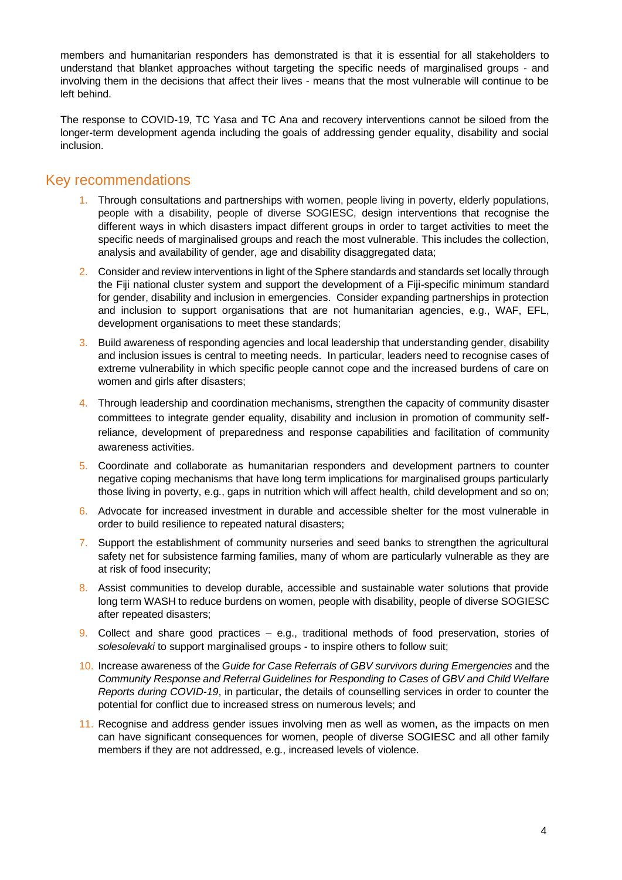members and humanitarian responders has demonstrated is that it is essential for all stakeholders to understand that blanket approaches without targeting the specific needs of marginalised groups - and involving them in the decisions that affect their lives - means that the most vulnerable will continue to be left behind.

The response to COVID-19, TC Yasa and TC Ana and recovery interventions cannot be siloed from the longer-term development agenda including the goals of addressing gender equality, disability and social inclusion.

## Key recommendations

1. Through consultations and partnerships with women, people living in poverty, elderly populations, people with a disability, people of diverse SOGIESC, design interventions that recognise the different ways in which disasters impact different groups in order to target activities to meet the specific needs of marginalised groups and reach the most vulnerable. This includes the collection, analysis and availability of gender, age and disability disaggregated data;
2. Consider and review interventions in light of the Sphere standards and standards set locally through the Fiji national cluster system and support the development of a Fiji-specific minimum standard for gender, disability and inclusion in emergencies. Consider expanding partnerships in protection and inclusion to support organisations that are not humanitarian agencies, e.g., WAF, EFL, development organisations to meet these standards;
3. Build awareness of responding agencies and local leadership that understanding gender, disability and inclusion issues is central to meeting needs. In particular, leaders need to recognise cases of extreme vulnerability in which specific people cannot cope and the increased burdens of care on women and girls after disasters;
4. Through leadership and coordination mechanisms, strengthen the capacity of community disaster committees to integrate gender equality, disability and inclusion in promotion of community self-reliance, development of preparedness and response capabilities and facilitation of community awareness activities.
5. Coordinate and collaborate as humanitarian responders and development partners to counter negative coping mechanisms that have long term implications for marginalised groups particularly those living in poverty, e.g., gaps in nutrition which will affect health, child development and so on;
6. Advocate for increased investment in durable and accessible shelter for the most vulnerable in order to build resilience to repeated natural disasters;
7. Support the establishment of community nurseries and seed banks to strengthen the agricultural safety net for subsistence farming families, many of whom are particularly vulnerable as they are at risk of food insecurity;
8. Assist communities to develop durable, accessible and sustainable water solutions that provide long term WASH to reduce burdens on women, people with disability, people of diverse SOGIESC after repeated disasters;
9. Collect and share good practices – e.g., traditional methods of food preservation, stories of *solesolevaki* to support marginalised groups - to inspire others to follow suit;
10. Increase awareness of the *Guide for Case Referrals of GBV survivors during Emergencies* and the *Community Response and Referral Guidelines for Responding to Cases of GBV and Child Welfare Reports during COVID-19*, in particular, the details of counselling services in order to counter the potential for conflict due to increased stress on numerous levels; and
11. Recognise and address gender issues involving men as well as women, as the impacts on men can have significant consequences for women, people of diverse SOGIESC and all other family members if they are not addressed, e.g., increased levels of violence.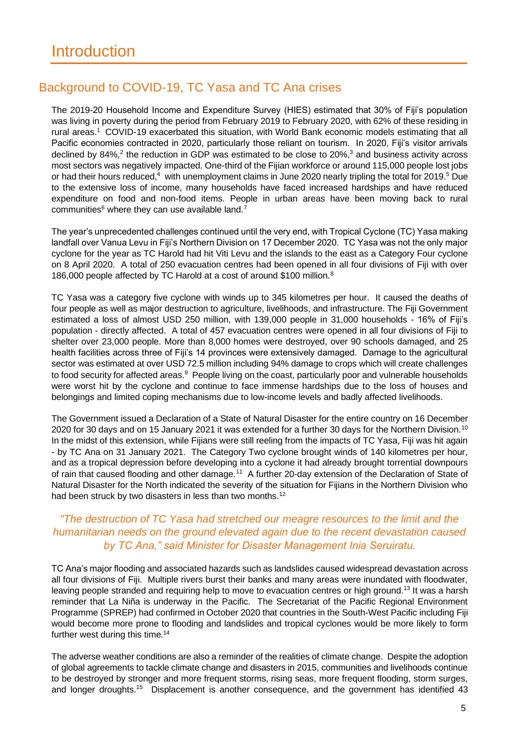# Introduction

## Background to COVID-19, TC Yasa and TC Ana crises

The 2019-20 Household Income and Expenditure Survey (HIES) estimated that 30% of Fiji's population was living in poverty during the period from February 2019 to February 2020, with 62% of these residing in rural areas.[1] COVID-19 exacerbated this situation, with World Bank economic models estimating that all Pacific economies contracted in 2020, particularly those reliant on tourism. In 2020, Fiji's visitor arrivals declined by 84%,[2] the reduction in GDP was estimated to be close to 20%,[3] and business activity across most sectors was negatively impacted. One-third of the Fijian workforce or around 115,000 people lost jobs or had their hours reduced,[4] with unemployment claims in June 2020 nearly tripling the total for 2019.[5] Due to the extensive loss of income, many households have faced increased hardships and have reduced expenditure on food and non-food items. People in urban areas have been moving back to rural communities[6] where they can use available land.[7]

The year's unprecedented challenges continued until the very end, with Tropical Cyclone (TC) Yasa making landfall over Vanua Levu in Fiji's Northern Division on 17 December 2020. TC Yasa was not the only major cyclone for the year as TC Harold had hit Viti Levu and the islands to the east as a Category Four cyclone on 8 April 2020. A total of 250 evacuation centres had been opened in all four divisions of Fiji with over 186,000 people affected by TC Harold at a cost of around $100 million.[8]

TC Yasa was a category five cyclone with winds up to 345 kilometres per hour. It caused the deaths of four people as well as major destruction to agriculture, livelihoods, and infrastructure. The Fiji Government estimated a loss of almost USD 250 million, with 139,000 people in 31,000 households - 16% of Fiji's population - directly affected. A total of 457 evacuation centres were opened in all four divisions of Fiji to shelter over 23,000 people. More than 8,000 homes were destroyed, over 90 schools damaged, and 25 health facilities across three of Fiji's 14 provinces were extensively damaged. Damage to the agricultural sector was estimated at over USD 72.5 million including 94% damage to crops which will create challenges to food security for affected areas.[9] People living on the coast, particularly poor and vulnerable households were worst hit by the cyclone and continue to face immense hardships due to the loss of houses and belongings and limited coping mechanisms due to low-income levels and badly affected livelihoods.

The Government issued a Declaration of a State of Natural Disaster for the entire country on 16 December 2020 for 30 days and on 15 January 2021 it was extended for a further 30 days for the Northern Division.[10] In the midst of this extension, while Fijians were still reeling from the impacts of TC Yasa, Fiji was hit again - by TC Ana on 31 January 2021. The Category Two cyclone brought winds of 140 kilometres per hour, and as a tropical depression before developing into a cyclone it had already brought torrential downpours of rain that caused flooding and other damage.[11] A further 20-day extension of the Declaration of State of Natural Disaster for the North indicated the severity of the situation for Fijians in the Northern Division who had been struck by two disasters in less than two months.[12]

*"The destruction of TC Yasa had stretched our meagre resources to the limit and the humanitarian needs on the ground elevated again due to the recent devastation caused by TC Ana," said Minister for Disaster Management Inia Seruiratu.*

TC Ana's major flooding and associated hazards such as landslides caused widespread devastation across all four divisions of Fiji. Multiple rivers burst their banks and many areas were inundated with floodwater, leaving people stranded and requiring help to move to evacuation centres or high ground.[13] It was a harsh reminder that La Niña is underway in the Pacific. The Secretariat of the Pacific Regional Environment Programme (SPREP) had confirmed in October 2020 that countries in the South-West Pacific including Fiji would become more prone to flooding and landslides and tropical cyclones would be more likely to form further west during this time.[14]

The adverse weather conditions are also a reminder of the realities of climate change. Despite the adoption of global agreements to tackle climate change and disasters in 2015, communities and livelihoods continue to be destroyed by stronger and more frequent storms, rising seas, more frequent flooding, storm surges, and longer droughts.[15] Displacement is another consequence, and the government has identified 43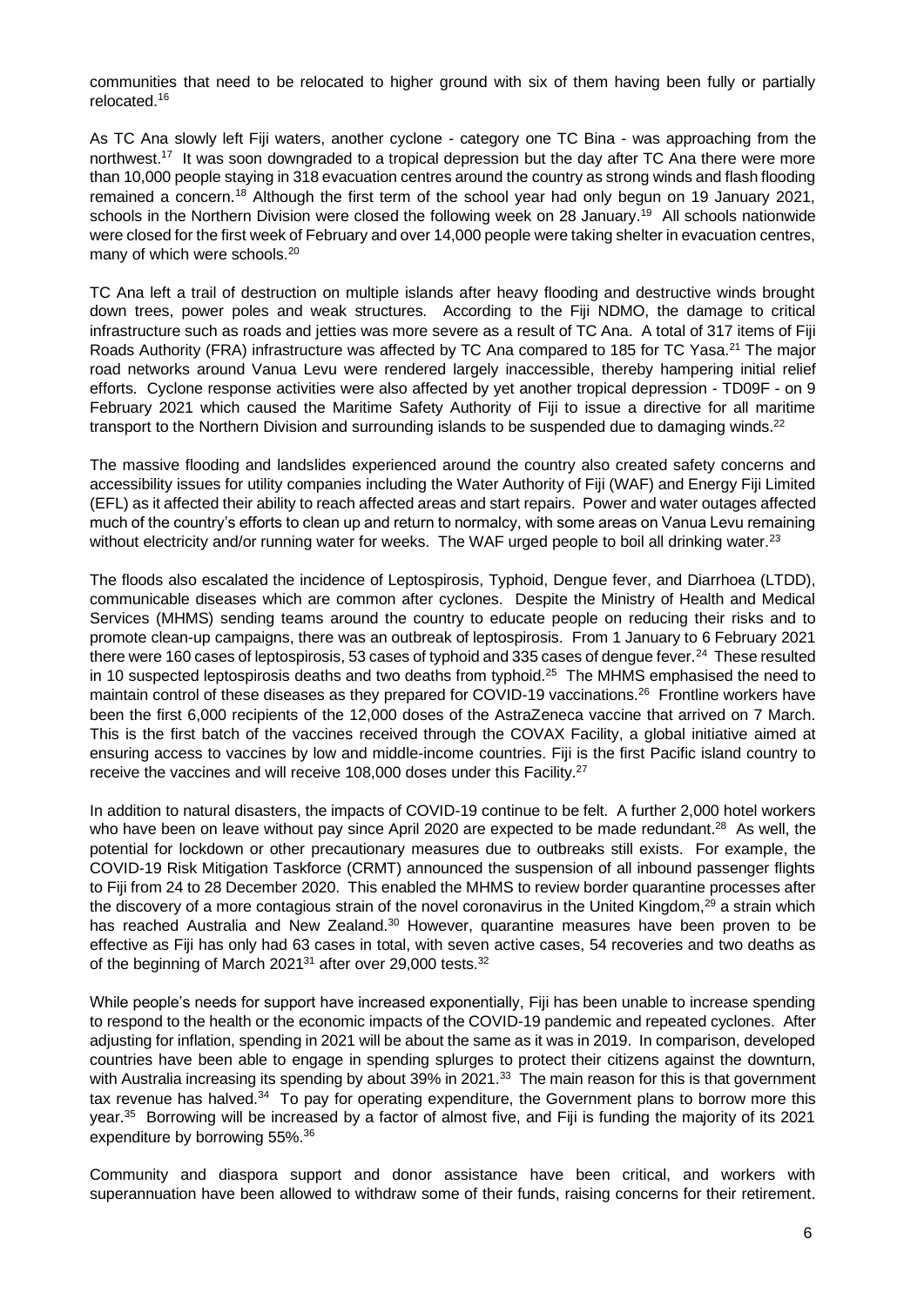communities that need to be relocated to higher ground with six of them having been fully or partially relocated.[16]

As TC Ana slowly left Fiji waters, another cyclone - category one TC Bina - was approaching from the northwest.[17] It was soon downgraded to a tropical depression but the day after TC Ana there were more than 10,000 people staying in 318 evacuation centres around the country as strong winds and flash flooding remained a concern.[18] Although the first term of the school year had only begun on 19 January 2021, schools in the Northern Division were closed the following week on 28 January.[19] All schools nationwide were closed for the first week of February and over 14,000 people were taking shelter in evacuation centres, many of which were schools.[20]

TC Ana left a trail of destruction on multiple islands after heavy flooding and destructive winds brought down trees, power poles and weak structures. According to the Fiji NDMO, the damage to critical infrastructure such as roads and jetties was more severe as a result of TC Ana. A total of 317 items of Fiji Roads Authority (FRA) infrastructure was affected by TC Ana compared to 185 for TC Yasa.[21] The major road networks around Vanua Levu were rendered largely inaccessible, thereby hampering initial relief efforts. Cyclone response activities were also affected by yet another tropical depression - TD09F - on 9 February 2021 which caused the Maritime Safety Authority of Fiji to issue a directive for all maritime transport to the Northern Division and surrounding islands to be suspended due to damaging winds.[22]

The massive flooding and landslides experienced around the country also created safety concerns and accessibility issues for utility companies including the Water Authority of Fiji (WAF) and Energy Fiji Limited (EFL) as it affected their ability to reach affected areas and start repairs. Power and water outages affected much of the country's efforts to clean up and return to normalcy, with some areas on Vanua Levu remaining without electricity and/or running water for weeks. The WAF urged people to boil all drinking water.[23]

The floods also escalated the incidence of Leptospirosis, Typhoid, Dengue fever, and Diarrhoea (LTDD), communicable diseases which are common after cyclones. Despite the Ministry of Health and Medical Services (MHMS) sending teams around the country to educate people on reducing their risks and to promote clean-up campaigns, there was an outbreak of leptospirosis. From 1 January to 6 February 2021 there were 160 cases of leptospirosis, 53 cases of typhoid and 335 cases of dengue fever.[24] These resulted in 10 suspected leptospirosis deaths and two deaths from typhoid.[25] The MHMS emphasised the need to maintain control of these diseases as they prepared for COVID-19 vaccinations.[26] Frontline workers have been the first 6,000 recipients of the 12,000 doses of the AstraZeneca vaccine that arrived on 7 March. This is the first batch of the vaccines received through the COVAX Facility, a global initiative aimed at ensuring access to vaccines by low and middle-income countries. Fiji is the first Pacific island country to receive the vaccines and will receive 108,000 doses under this Facility.[27]

In addition to natural disasters, the impacts of COVID-19 continue to be felt. A further 2,000 hotel workers who have been on leave without pay since April 2020 are expected to be made redundant.[28] As well, the potential for lockdown or other precautionary measures due to outbreaks still exists. For example, the COVID-19 Risk Mitigation Taskforce (CRMT) announced the suspension of all inbound passenger flights to Fiji from 24 to 28 December 2020. This enabled the MHMS to review border quarantine processes after the discovery of a more contagious strain of the novel coronavirus in the United Kingdom,[29] a strain which has reached Australia and New Zealand.[30] However, quarantine measures have been proven to be effective as Fiji has only had 63 cases in total, with seven active cases, 54 recoveries and two deaths as of the beginning of March 2021[31] after over 29,000 tests.[32]

While people's needs for support have increased exponentially, Fiji has been unable to increase spending to respond to the health or the economic impacts of the COVID-19 pandemic and repeated cyclones. After adjusting for inflation, spending in 2021 will be about the same as it was in 2019. In comparison, developed countries have been able to engage in spending splurges to protect their citizens against the downturn, with Australia increasing its spending by about 39% in 2021.[33] The main reason for this is that government tax revenue has halved.[34] To pay for operating expenditure, the Government plans to borrow more this year.[35] Borrowing will be increased by a factor of almost five, and Fiji is funding the majority of its 2021 expenditure by borrowing 55%.[36]

Community and diaspora support and donor assistance have been critical, and workers with superannuation have been allowed to withdraw some of their funds, raising concerns for their retirement.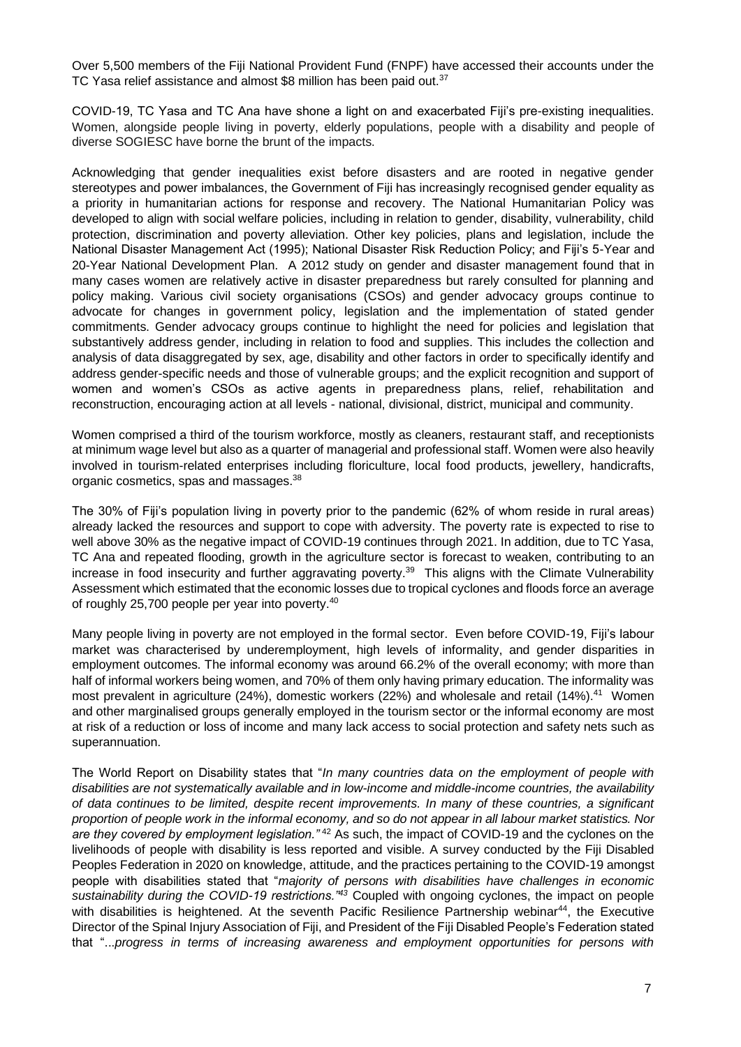Over 5,500 members of the Fiji National Provident Fund (FNPF) have accessed their accounts under the TC Yasa relief assistance and almost $8 million has been paid out.[37]

COVID-19, TC Yasa and TC Ana have shone a light on and exacerbated Fiji's pre-existing inequalities. Women, alongside people living in poverty, elderly populations, people with a disability and people of diverse SOGIESC have borne the brunt of the impacts.

Acknowledging that gender inequalities exist before disasters and are rooted in negative gender stereotypes and power imbalances, the Government of Fiji has increasingly recognised gender equality as a priority in humanitarian actions for response and recovery. The National Humanitarian Policy was developed to align with social welfare policies, including in relation to gender, disability, vulnerability, child protection, discrimination and poverty alleviation. Other key policies, plans and legislation, include the National Disaster Management Act (1995); National Disaster Risk Reduction Policy; and Fiji's 5-Year and 20-Year National Development Plan. A 2012 study on gender and disaster management found that in many cases women are relatively active in disaster preparedness but rarely consulted for planning and policy making. Various civil society organisations (CSOs) and gender advocacy groups continue to advocate for changes in government policy, legislation and the implementation of stated gender commitments. Gender advocacy groups continue to highlight the need for policies and legislation that substantively address gender, including in relation to food and supplies. This includes the collection and analysis of data disaggregated by sex, age, disability and other factors in order to specifically identify and address gender-specific needs and those of vulnerable groups; and the explicit recognition and support of women and women's CSOs as active agents in preparedness plans, relief, rehabilitation and reconstruction, encouraging action at all levels - national, divisional, district, municipal and community.

Women comprised a third of the tourism workforce, mostly as cleaners, restaurant staff, and receptionists at minimum wage level but also as a quarter of managerial and professional staff. Women were also heavily involved in tourism-related enterprises including floriculture, local food products, jewellery, handicrafts, organic cosmetics, spas and massages.[38]

The 30% of Fiji's population living in poverty prior to the pandemic (62% of whom reside in rural areas) already lacked the resources and support to cope with adversity. The poverty rate is expected to rise to well above 30% as the negative impact of COVID-19 continues through 2021. In addition, due to TC Yasa, TC Ana and repeated flooding, growth in the agriculture sector is forecast to weaken, contributing to an increase in food insecurity and further aggravating poverty.[39] This aligns with the Climate Vulnerability Assessment which estimated that the economic losses due to tropical cyclones and floods force an average of roughly 25,700 people per year into poverty.[40]

Many people living in poverty are not employed in the formal sector. Even before COVID-19, Fiji's labour market was characterised by underemployment, high levels of informality, and gender disparities in employment outcomes. The informal economy was around 66.2% of the overall economy; with more than half of informal workers being women, and 70% of them only having primary education. The informality was most prevalent in agriculture (24%), domestic workers (22%) and wholesale and retail (14%).[41] Women and other marginalised groups generally employed in the tourism sector or the informal economy are most at risk of a reduction or loss of income and many lack access to social protection and safety nets such as superannuation.

The World Report on Disability states that "*In many countries data on the employment of people with disabilities are not systematically available and in low-income and middle-income countries, the availability of data continues to be limited, despite recent improvements. In many of these countries, a significant proportion of people work in the informal economy, and so do not appear in all labour market statistics. Nor are they covered by employment legislation.*"[42] As such, the impact of COVID-19 and the cyclones on the livelihoods of people with disability is less reported and visible. A survey conducted by the Fiji Disabled Peoples Federation in 2020 on knowledge, attitude, and the practices pertaining to the COVID-19 amongst people with disabilities stated that "*majority of persons with disabilities have challenges in economic sustainability during the COVID-19 restrictions.*"[43] Coupled with ongoing cyclones, the impact on people with disabilities is heightened. At the seventh Pacific Resilience Partnership webinar[44], the Executive Director of the Spinal Injury Association of Fiji, and President of the Fiji Disabled People's Federation stated that "...*progress in terms of increasing awareness and employment opportunities for persons with*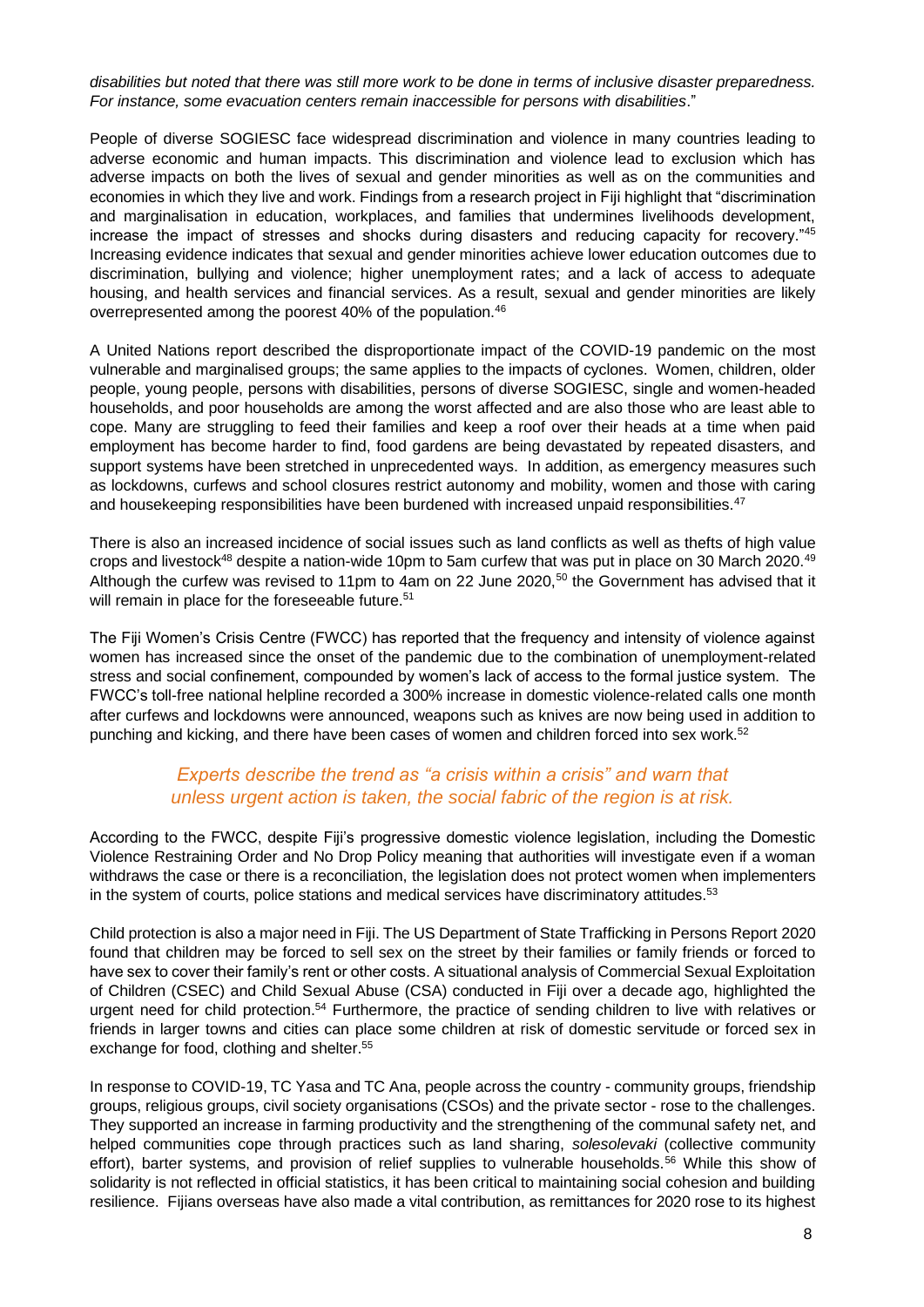*disabilities but noted that there was still more work to be done in terms of inclusive disaster preparedness. For instance, some evacuation centers remain inaccessible for persons with disabilities*."

People of diverse SOGIESC face widespread discrimination and violence in many countries leading to adverse economic and human impacts. This discrimination and violence lead to exclusion which has adverse impacts on both the lives of sexual and gender minorities as well as on the communities and economies in which they live and work. Findings from a research project in Fiji highlight that "discrimination and marginalisation in education, workplaces, and families that undermines livelihoods development, increase the impact of stresses and shocks during disasters and reducing capacity for recovery."[45] Increasing evidence indicates that sexual and gender minorities achieve lower education outcomes due to discrimination, bullying and violence; higher unemployment rates; and a lack of access to adequate housing, and health services and financial services. As a result, sexual and gender minorities are likely overrepresented among the poorest 40% of the population.[46]

A United Nations report described the disproportionate impact of the COVID-19 pandemic on the most vulnerable and marginalised groups; the same applies to the impacts of cyclones. Women, children, older people, young people, persons with disabilities, persons of diverse SOGIESC, single and women-headed households, and poor households are among the worst affected and are also those who are least able to cope. Many are struggling to feed their families and keep a roof over their heads at a time when paid employment has become harder to find, food gardens are being devastated by repeated disasters, and support systems have been stretched in unprecedented ways. In addition, as emergency measures such as lockdowns, curfews and school closures restrict autonomy and mobility, women and those with caring and housekeeping responsibilities have been burdened with increased unpaid responsibilities.[47]

There is also an increased incidence of social issues such as land conflicts as well as thefts of high value crops and livestock[48] despite a nation-wide 10pm to 5am curfew that was put in place on 30 March 2020.[49] Although the curfew was revised to 11pm to 4am on 22 June 2020,[50] the Government has advised that it will remain in place for the foreseeable future.[51]

The Fiji Women's Crisis Centre (FWCC) has reported that the frequency and intensity of violence against women has increased since the onset of the pandemic due to the combination of unemployment-related stress and social confinement, compounded by women's lack of access to the formal justice system. The FWCC's toll-free national helpline recorded a 300% increase in domestic violence-related calls one month after curfews and lockdowns were announced, weapons such as knives are now being used in addition to punching and kicking, and there have been cases of women and children forced into sex work.[52]

*Experts describe the trend as "a crisis within a crisis" and warn that unless urgent action is taken, the social fabric of the region is at risk.*

According to the FWCC, despite Fiji's progressive domestic violence legislation, including the Domestic Violence Restraining Order and No Drop Policy meaning that authorities will investigate even if a woman withdraws the case or there is a reconciliation, the legislation does not protect women when implementers in the system of courts, police stations and medical services have discriminatory attitudes.[53]

Child protection is also a major need in Fiji. The US Department of State Trafficking in Persons Report 2020 found that children may be forced to sell sex on the street by their families or family friends or forced to have sex to cover their family's rent or other costs. A situational analysis of Commercial Sexual Exploitation of Children (CSEC) and Child Sexual Abuse (CSA) conducted in Fiji over a decade ago, highlighted the urgent need for child protection.[54] Furthermore, the practice of sending children to live with relatives or friends in larger towns and cities can place some children at risk of domestic servitude or forced sex in exchange for food, clothing and shelter.[55]

In response to COVID-19, TC Yasa and TC Ana, people across the country - community groups, friendship groups, religious groups, civil society organisations (CSOs) and the private sector - rose to the challenges. They supported an increase in farming productivity and the strengthening of the communal safety net, and helped communities cope through practices such as land sharing, *solesolevaki* (collective community effort), barter systems, and provision of relief supplies to vulnerable households.[56] While this show of solidarity is not reflected in official statistics, it has been critical to maintaining social cohesion and building resilience. Fijians overseas have also made a vital contribution, as remittances for 2020 rose to its highest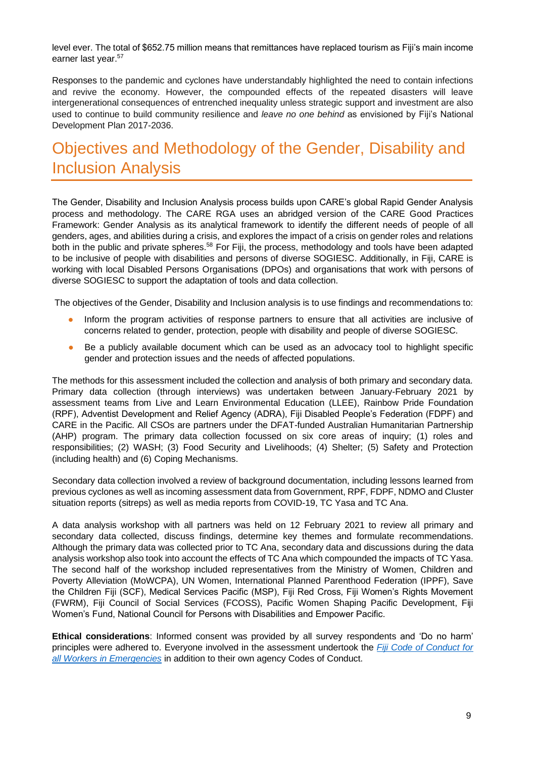level ever. The total of $652.75 million means that remittances have replaced tourism as Fiji's main income earner last year.[57]

Responses to the pandemic and cyclones have understandably highlighted the need to contain infections and revive the economy. However, the compounded effects of the repeated disasters will leave intergenerational consequences of entrenched inequality unless strategic support and investment are also used to continue to build community resilience and *leave no one behind* as envisioned by Fiji's National Development Plan 2017-2036.

# Objectives and Methodology of the Gender, Disability and Inclusion Analysis

The Gender, Disability and Inclusion Analysis process builds upon CARE's global Rapid Gender Analysis process and methodology. The CARE RGA uses an abridged version of the CARE Good Practices Framework: Gender Analysis as its analytical framework to identify the different needs of people of all genders, ages, and abilities during a crisis, and explores the impact of a crisis on gender roles and relations both in the public and private spheres.[58] For Fiji, the process, methodology and tools have been adapted to be inclusive of people with disabilities and persons of diverse SOGIESC. Additionally, in Fiji, CARE is working with local Disabled Persons Organisations (DPOs) and organisations that work with persons of diverse SOGIESC to support the adaptation of tools and data collection.

The objectives of the Gender, Disability and Inclusion analysis is to use findings and recommendations to:

- Inform the program activities of response partners to ensure that all activities are inclusive of concerns related to gender, protection, people with disability and people of diverse SOGIESC.
- Be a publicly available document which can be used as an advocacy tool to highlight specific gender and protection issues and the needs of affected populations.

The methods for this assessment included the collection and analysis of both primary and secondary data. Primary data collection (through interviews) was undertaken between January-February 2021 by assessment teams from Live and Learn Environmental Education (LLEE), Rainbow Pride Foundation (RPF), Adventist Development and Relief Agency (ADRA), Fiji Disabled People's Federation (FDPF) and CARE in the Pacific. All CSOs are partners under the DFAT-funded Australian Humanitarian Partnership (AHP) program. The primary data collection focussed on six core areas of inquiry; (1) roles and responsibilities; (2) WASH; (3) Food Security and Livelihoods; (4) Shelter; (5) Safety and Protection (including health) and (6) Coping Mechanisms.

Secondary data collection involved a review of background documentation, including lessons learned from previous cyclones as well as incoming assessment data from Government, RPF, FDPF, NDMO and Cluster situation reports (sitreps) as well as media reports from COVID-19, TC Yasa and TC Ana.

A data analysis workshop with all partners was held on 12 February 2021 to review all primary and secondary data collected, discuss findings, determine key themes and formulate recommendations. Although the primary data was collected prior to TC Ana, secondary data and discussions during the data analysis workshop also took into account the effects of TC Ana which compounded the impacts of TC Yasa. The second half of the workshop included representatives from the Ministry of Women, Children and Poverty Alleviation (MoWCPA), UN Women, International Planned Parenthood Federation (IPPF), Save the Children Fiji (SCF), Medical Services Pacific (MSP), Fiji Red Cross, Fiji Women's Rights Movement (FWRM), Fiji Council of Social Services (FCOSS), Pacific Women Shaping Pacific Development, Fiji Women's Fund, National Council for Persons with Disabilities and Empower Pacific.

**Ethical considerations**: Informed consent was provided by all survey respondents and 'Do no harm' principles were adhered to. Everyone involved in the assessment undertook the *Fiji Code of Conduct for all Workers in Emergencies* in addition to their own agency Codes of Conduct.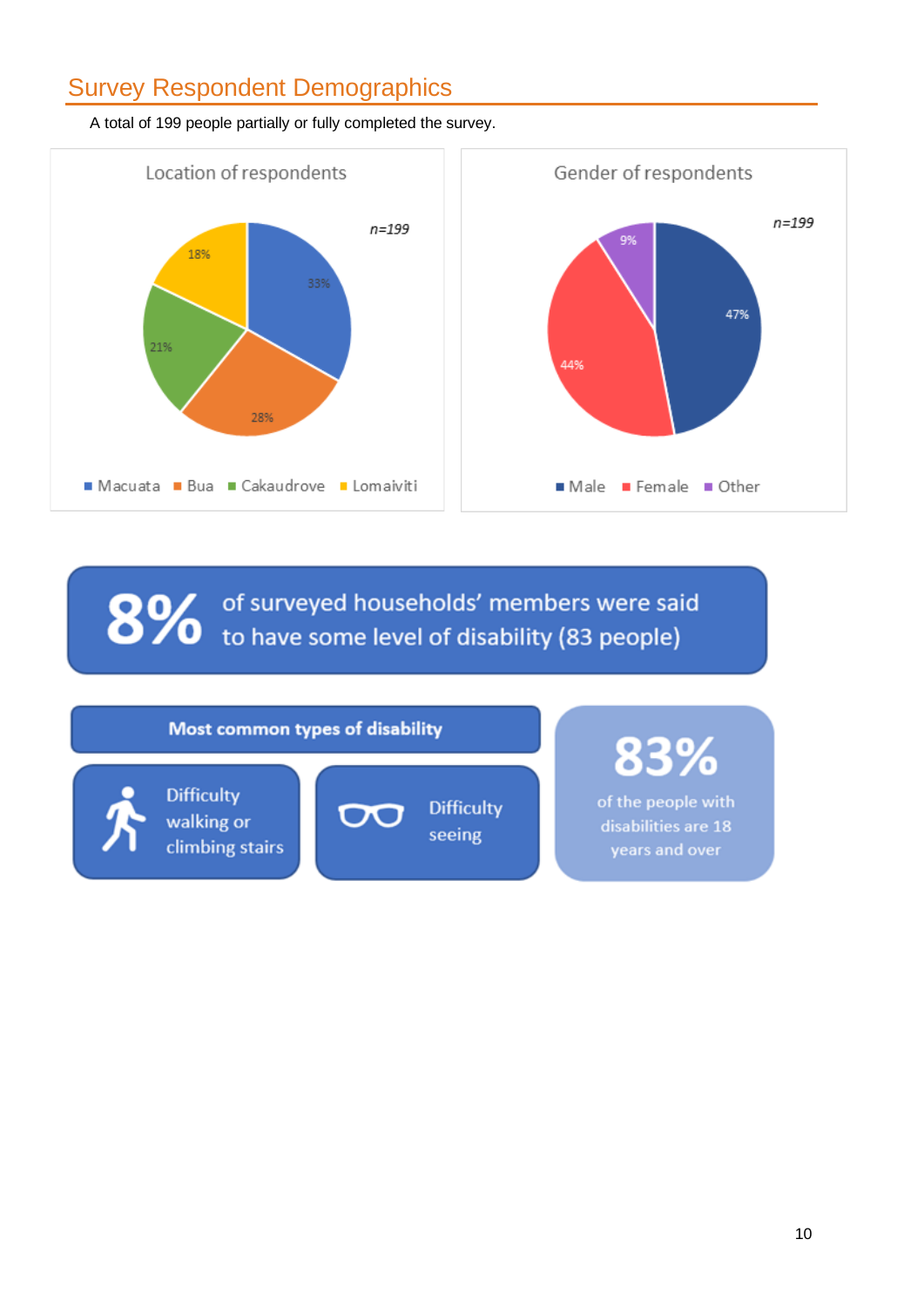## Survey Respondent Demographics

A total of 199 people partially or fully completed the survey.

**Location of respondents**

*n=199*

- Macuata: 33%
- Bua: 28%
- Cakaudrove: 21%
- Lomaiviti: 18%

**Gender of respondents**

*n=199*

- Male: 47%
- Female: 44%
- Other: 9%

**8%** of surveyed households' members were said to have some level of disability (83 people)

**Most common types of disability**

- Difficulty walking or climbing stairs
- Difficulty seeing

**83%** of the people with disabilities are 18 years and over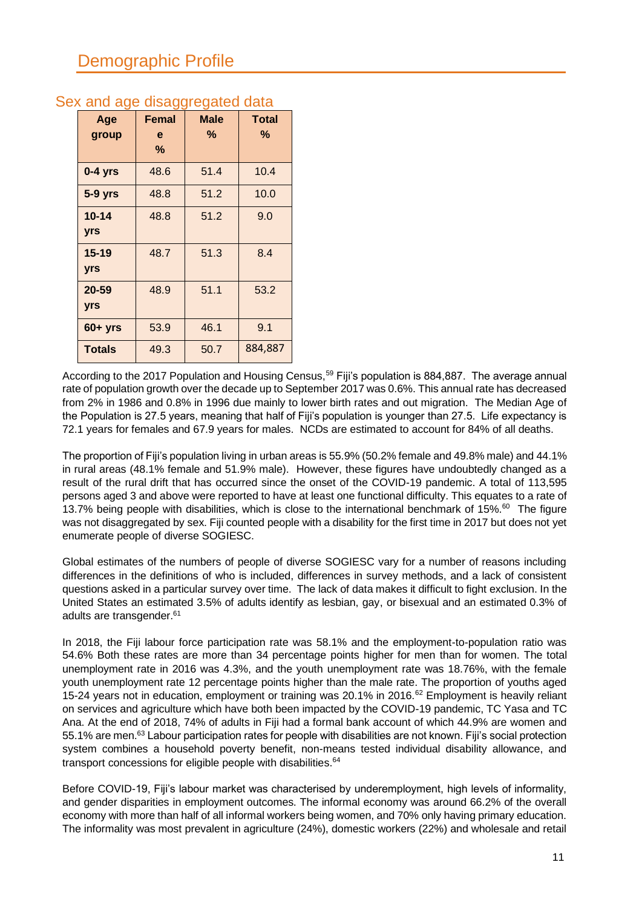# Demographic Profile

## Sex and age disaggregated data

| Age group | Female % | Male % | Total % |
|---|---|---|---|
| 0-4 yrs | 48.6 | 51.4 | 10.4 |
| 5-9 yrs | 48.8 | 51.2 | 10.0 |
| 10-14 yrs | 48.8 | 51.2 | 9.0 |
| 15-19 yrs | 48.7 | 51.3 | 8.4 |
| 20-59 yrs | 48.9 | 51.1 | 53.2 |
| 60+ yrs | 53.9 | 46.1 | 9.1 |
| Totals | 49.3 | 50.7 | 884,887 |

According to the 2017 Population and Housing Census,[59] Fiji's population is 884,887. The average annual rate of population growth over the decade up to September 2017 was 0.6%. This annual rate has decreased from 2% in 1986 and 0.8% in 1996 due mainly to lower birth rates and out migration. The Median Age of the Population is 27.5 years, meaning that half of Fiji's population is younger than 27.5. Life expectancy is 72.1 years for females and 67.9 years for males. NCDs are estimated to account for 84% of all deaths.

The proportion of Fiji's population living in urban areas is 55.9% (50.2% female and 49.8% male) and 44.1% in rural areas (48.1% female and 51.9% male). However, these figures have undoubtedly changed as a result of the rural drift that has occurred since the onset of the COVID-19 pandemic. A total of 113,595 persons aged 3 and above were reported to have at least one functional difficulty. This equates to a rate of 13.7% being people with disabilities, which is close to the international benchmark of 15%.[60] The figure was not disaggregated by sex. Fiji counted people with a disability for the first time in 2017 but does not yet enumerate people of diverse SOGIESC.

Global estimates of the numbers of people of diverse SOGIESC vary for a number of reasons including differences in the definitions of who is included, differences in survey methods, and a lack of consistent questions asked in a particular survey over time. The lack of data makes it difficult to fight exclusion. In the United States an estimated 3.5% of adults identify as lesbian, gay, or bisexual and an estimated 0.3% of adults are transgender.[61]

In 2018, the Fiji labour force participation rate was 58.1% and the employment-to-population ratio was 54.6% Both these rates are more than 34 percentage points higher for men than for women. The total unemployment rate in 2016 was 4.3%, and the youth unemployment rate was 18.76%, with the female youth unemployment rate 12 percentage points higher than the male rate. The proportion of youths aged 15-24 years not in education, employment or training was 20.1% in 2016.[62] Employment is heavily reliant on services and agriculture which have both been impacted by the COVID-19 pandemic, TC Yasa and TC Ana. At the end of 2018, 74% of adults in Fiji had a formal bank account of which 44.9% are women and 55.1% are men.[63] Labour participation rates for people with disabilities are not known. Fiji's social protection system combines a household poverty benefit, non-means tested individual disability allowance, and transport concessions for eligible people with disabilities.[64]

Before COVID-19, Fiji's labour market was characterised by underemployment, high levels of informality, and gender disparities in employment outcomes. The informal economy was around 66.2% of the overall economy with more than half of all informal workers being women, and 70% only having primary education. The informality was most prevalent in agriculture (24%), domestic workers (22%) and wholesale and retail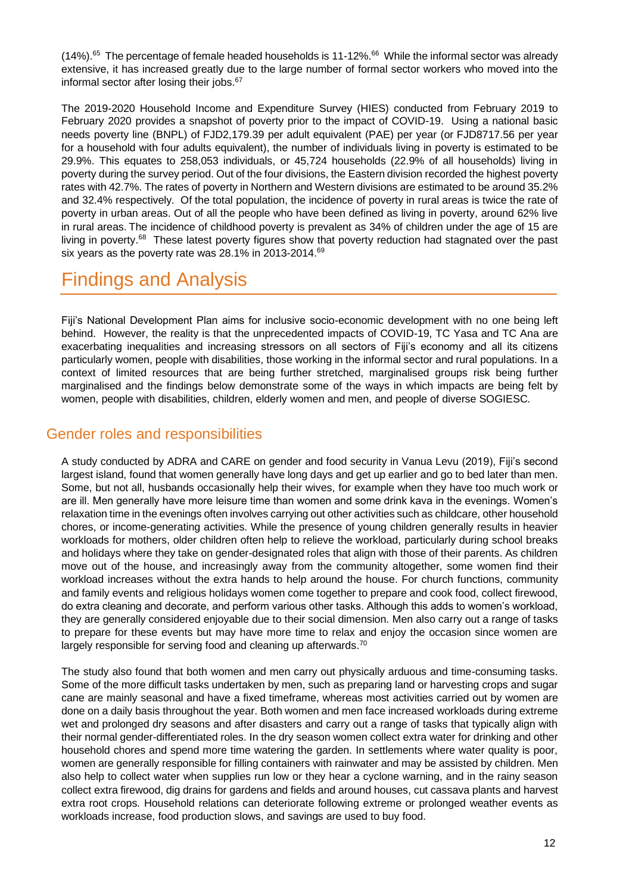(14%).[65] The percentage of female headed households is 11-12%.[66] While the informal sector was already extensive, it has increased greatly due to the large number of formal sector workers who moved into the informal sector after losing their jobs.[67]

The 2019-2020 Household Income and Expenditure Survey (HIES) conducted from February 2019 to February 2020 provides a snapshot of poverty prior to the impact of COVID-19. Using a national basic needs poverty line (BNPL) of FJD2,179.39 per adult equivalent (PAE) per year (or FJD8717.56 per year for a household with four adults equivalent), the number of individuals living in poverty is estimated to be 29.9%. This equates to 258,053 individuals, or 45,724 households (22.9% of all households) living in poverty during the survey period. Out of the four divisions, the Eastern division recorded the highest poverty rates with 42.7%. The rates of poverty in Northern and Western divisions are estimated to be around 35.2% and 32.4% respectively. Of the total population, the incidence of poverty in rural areas is twice the rate of poverty in urban areas. Out of all the people who have been defined as living in poverty, around 62% live in rural areas. The incidence of childhood poverty is prevalent as 34% of children under the age of 15 are living in poverty.[68] These latest poverty figures show that poverty reduction had stagnated over the past six years as the poverty rate was 28.1% in 2013-2014.[69]

# Findings and Analysis

Fiji's National Development Plan aims for inclusive socio-economic development with no one being left behind. However, the reality is that the unprecedented impacts of COVID-19, TC Yasa and TC Ana are exacerbating inequalities and increasing stressors on all sectors of Fiji's economy and all its citizens particularly women, people with disabilities, those working in the informal sector and rural populations. In a context of limited resources that are being further stretched, marginalised groups risk being further marginalised and the findings below demonstrate some of the ways in which impacts are being felt by women, people with disabilities, children, elderly women and men, and people of diverse SOGIESC.

## Gender roles and responsibilities

A study conducted by ADRA and CARE on gender and food security in Vanua Levu (2019), Fiji's second largest island, found that women generally have long days and get up earlier and go to bed later than men. Some, but not all, husbands occasionally help their wives, for example when they have too much work or are ill. Men generally have more leisure time than women and some drink kava in the evenings. Women's relaxation time in the evenings often involves carrying out other activities such as childcare, other household chores, or income-generating activities. While the presence of young children generally results in heavier workloads for mothers, older children often help to relieve the workload, particularly during school breaks and holidays where they take on gender-designated roles that align with those of their parents. As children move out of the house, and increasingly away from the community altogether, some women find their workload increases without the extra hands to help around the house. For church functions, community and family events and religious holidays women come together to prepare and cook food, collect firewood, do extra cleaning and decorate, and perform various other tasks. Although this adds to women's workload, they are generally considered enjoyable due to their social dimension. Men also carry out a range of tasks to prepare for these events but may have more time to relax and enjoy the occasion since women are largely responsible for serving food and cleaning up afterwards.[70]

The study also found that both women and men carry out physically arduous and time-consuming tasks. Some of the more difficult tasks undertaken by men, such as preparing land or harvesting crops and sugar cane are mainly seasonal and have a fixed timeframe, whereas most activities carried out by women are done on a daily basis throughout the year. Both women and men face increased workloads during extreme wet and prolonged dry seasons and after disasters and carry out a range of tasks that typically align with their normal gender-differentiated roles. In the dry season women collect extra water for drinking and other household chores and spend more time watering the garden. In settlements where water quality is poor, women are generally responsible for filling containers with rainwater and may be assisted by children. Men also help to collect water when supplies run low or they hear a cyclone warning, and in the rainy season collect extra firewood, dig drains for gardens and fields and around houses, cut cassava plants and harvest extra root crops. Household relations can deteriorate following extreme or prolonged weather events as workloads increase, food production slows, and savings are used to buy food.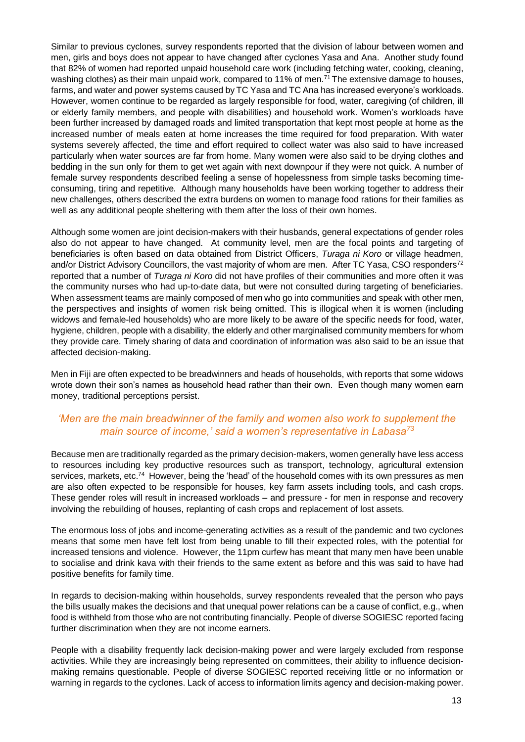Similar to previous cyclones, survey respondents reported that the division of labour between women and men, girls and boys does not appear to have changed after cyclones Yasa and Ana. Another study found that 82% of women had reported unpaid household care work (including fetching water, cooking, cleaning, washing clothes) as their main unpaid work, compared to 11% of men.[71] The extensive damage to houses, farms, and water and power systems caused by TC Yasa and TC Ana has increased everyone's workloads. However, women continue to be regarded as largely responsible for food, water, caregiving (of children, ill or elderly family members, and people with disabilities) and household work. Women's workloads have been further increased by damaged roads and limited transportation that kept most people at home as the increased number of meals eaten at home increases the time required for food preparation. With water systems severely affected, the time and effort required to collect water was also said to have increased particularly when water sources are far from home. Many women were also said to be drying clothes and bedding in the sun only for them to get wet again with next downpour if they were not quick. A number of female survey respondents described feeling a sense of hopelessness from simple tasks becoming time-consuming, tiring and repetitive. Although many households have been working together to address their new challenges, others described the extra burdens on women to manage food rations for their families as well as any additional people sheltering with them after the loss of their own homes.

Although some women are joint decision-makers with their husbands, general expectations of gender roles also do not appear to have changed. At community level, men are the focal points and targeting of beneficiaries is often based on data obtained from District Officers, *Turaga ni Koro* or village headmen, and/or District Advisory Councillors, the vast majority of whom are men. After TC Yasa, CSO responders[72] reported that a number of *Turaga ni Koro* did not have profiles of their communities and more often it was the community nurses who had up-to-date data, but were not consulted during targeting of beneficiaries. When assessment teams are mainly composed of men who go into communities and speak with other men, the perspectives and insights of women risk being omitted. This is illogical when it is women (including widows and female-led households) who are more likely to be aware of the specific needs for food, water, hygiene, children, people with a disability, the elderly and other marginalised community members for whom they provide care. Timely sharing of data and coordination of information was also said to be an issue that affected decision-making.

Men in Fiji are often expected to be breadwinners and heads of households, with reports that some widows wrote down their son's names as household head rather than their own. Even though many women earn money, traditional perceptions persist.

*'Men are the main breadwinner of the family and women also work to supplement the main source of income,' said a women's representative in Labasa[73]*

Because men are traditionally regarded as the primary decision-makers, women generally have less access to resources including key productive resources such as transport, technology, agricultural extension services, markets, etc.[74] However, being the 'head' of the household comes with its own pressures as men are also often expected to be responsible for houses, key farm assets including tools, and cash crops. These gender roles will result in increased workloads – and pressure - for men in response and recovery involving the rebuilding of houses, replanting of cash crops and replacement of lost assets.

The enormous loss of jobs and income-generating activities as a result of the pandemic and two cyclones means that some men have felt lost from being unable to fill their expected roles, with the potential for increased tensions and violence. However, the 11pm curfew has meant that many men have been unable to socialise and drink kava with their friends to the same extent as before and this was said to have had positive benefits for family time.

In regards to decision-making within households, survey respondents revealed that the person who pays the bills usually makes the decisions and that unequal power relations can be a cause of conflict, e.g., when food is withheld from those who are not contributing financially. People of diverse SOGIESC reported facing further discrimination when they are not income earners.

People with a disability frequently lack decision-making power and were largely excluded from response activities. While they are increasingly being represented on committees, their ability to influence decision-making remains questionable. People of diverse SOGIESC reported receiving little or no information or warning in regards to the cyclones. Lack of access to information limits agency and decision-making power.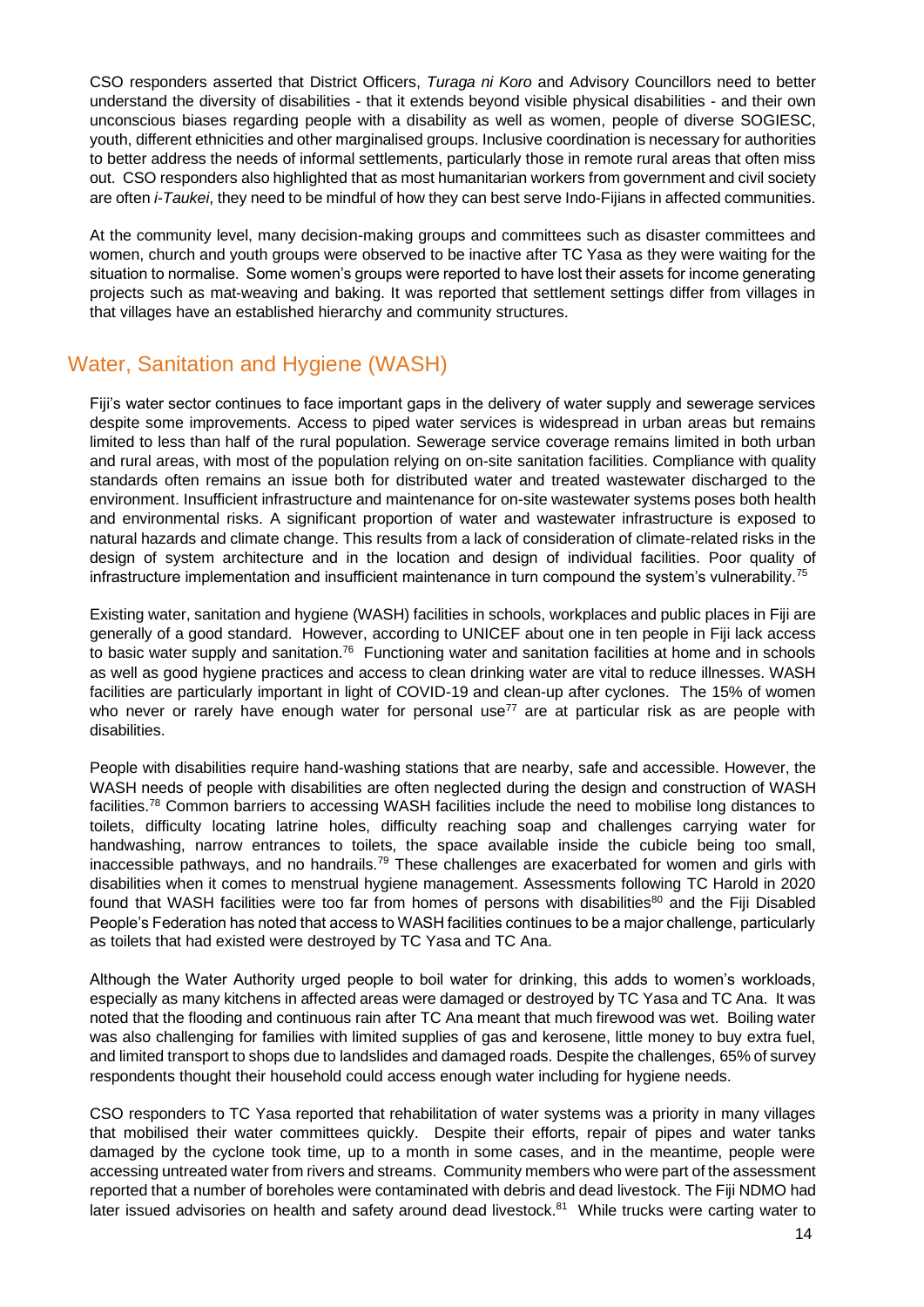CSO responders asserted that District Officers, *Turaga ni Koro* and Advisory Councillors need to better understand the diversity of disabilities - that it extends beyond visible physical disabilities - and their own unconscious biases regarding people with a disability as well as women, people of diverse SOGIESC, youth, different ethnicities and other marginalised groups. Inclusive coordination is necessary for authorities to better address the needs of informal settlements, particularly those in remote rural areas that often miss out. CSO responders also highlighted that as most humanitarian workers from government and civil society are often *i-Taukei*, they need to be mindful of how they can best serve Indo-Fijians in affected communities.

At the community level, many decision-making groups and committees such as disaster committees and women, church and youth groups were observed to be inactive after TC Yasa as they were waiting for the situation to normalise. Some women's groups were reported to have lost their assets for income generating projects such as mat-weaving and baking. It was reported that settlement settings differ from villages in that villages have an established hierarchy and community structures.

## Water, Sanitation and Hygiene (WASH)

Fiji's water sector continues to face important gaps in the delivery of water supply and sewerage services despite some improvements. Access to piped water services is widespread in urban areas but remains limited to less than half of the rural population. Sewerage service coverage remains limited in both urban and rural areas, with most of the population relying on on-site sanitation facilities. Compliance with quality standards often remains an issue both for distributed water and treated wastewater discharged to the environment. Insufficient infrastructure and maintenance for on-site wastewater systems poses both health and environmental risks. A significant proportion of water and wastewater infrastructure is exposed to natural hazards and climate change. This results from a lack of consideration of climate-related risks in the design of system architecture and in the location and design of individual facilities. Poor quality of infrastructure implementation and insufficient maintenance in turn compound the system's vulnerability.[75]

Existing water, sanitation and hygiene (WASH) facilities in schools, workplaces and public places in Fiji are generally of a good standard. However, according to UNICEF about one in ten people in Fiji lack access to basic water supply and sanitation.[76] Functioning water and sanitation facilities at home and in schools as well as good hygiene practices and access to clean drinking water are vital to reduce illnesses. WASH facilities are particularly important in light of COVID-19 and clean-up after cyclones. The 15% of women who never or rarely have enough water for personal use[77] are at particular risk as are people with disabilities.

People with disabilities require hand-washing stations that are nearby, safe and accessible. However, the WASH needs of people with disabilities are often neglected during the design and construction of WASH facilities.[78] Common barriers to accessing WASH facilities include the need to mobilise long distances to toilets, difficulty locating latrine holes, difficulty reaching soap and challenges carrying water for handwashing, narrow entrances to toilets, the space available inside the cubicle being too small, inaccessible pathways, and no handrails.[79] These challenges are exacerbated for women and girls with disabilities when it comes to menstrual hygiene management. Assessments following TC Harold in 2020 found that WASH facilities were too far from homes of persons with disabilities[80] and the Fiji Disabled People's Federation has noted that access to WASH facilities continues to be a major challenge, particularly as toilets that had existed were destroyed by TC Yasa and TC Ana.

Although the Water Authority urged people to boil water for drinking, this adds to women's workloads, especially as many kitchens in affected areas were damaged or destroyed by TC Yasa and TC Ana. It was noted that the flooding and continuous rain after TC Ana meant that much firewood was wet. Boiling water was also challenging for families with limited supplies of gas and kerosene, little money to buy extra fuel, and limited transport to shops due to landslides and damaged roads. Despite the challenges, 65% of survey respondents thought their household could access enough water including for hygiene needs.

CSO responders to TC Yasa reported that rehabilitation of water systems was a priority in many villages that mobilised their water committees quickly. Despite their efforts, repair of pipes and water tanks damaged by the cyclone took time, up to a month in some cases, and in the meantime, people were accessing untreated water from rivers and streams. Community members who were part of the assessment reported that a number of boreholes were contaminated with debris and dead livestock. The Fiji NDMO had later issued advisories on health and safety around dead livestock.[81] While trucks were carting water to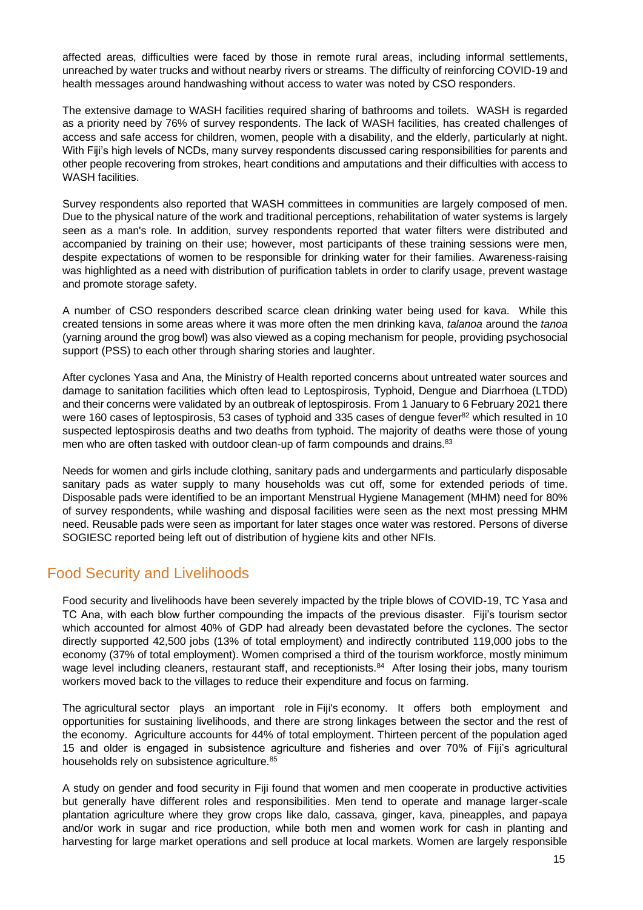affected areas, difficulties were faced by those in remote rural areas, including informal settlements, unreached by water trucks and without nearby rivers or streams. The difficulty of reinforcing COVID-19 and health messages around handwashing without access to water was noted by CSO responders.

The extensive damage to WASH facilities required sharing of bathrooms and toilets. WASH is regarded as a priority need by 76% of survey respondents. The lack of WASH facilities, has created challenges of access and safe access for children, women, people with a disability, and the elderly, particularly at night. With Fiji's high levels of NCDs, many survey respondents discussed caring responsibilities for parents and other people recovering from strokes, heart conditions and amputations and their difficulties with access to WASH facilities.

Survey respondents also reported that WASH committees in communities are largely composed of men. Due to the physical nature of the work and traditional perceptions, rehabilitation of water systems is largely seen as a man's role. In addition, survey respondents reported that water filters were distributed and accompanied by training on their use; however, most participants of these training sessions were men, despite expectations of women to be responsible for drinking water for their families. Awareness-raising was highlighted as a need with distribution of purification tablets in order to clarify usage, prevent wastage and promote storage safety.

A number of CSO responders described scarce clean drinking water being used for kava. While this created tensions in some areas where it was more often the men drinking kava, *talanoa* around the *tanoa* (yarning around the grog bowl) was also viewed as a coping mechanism for people, providing psychosocial support (PSS) to each other through sharing stories and laughter.

After cyclones Yasa and Ana, the Ministry of Health reported concerns about untreated water sources and damage to sanitation facilities which often lead to Leptospirosis, Typhoid, Dengue and Diarrhoea (LTDD) and their concerns were validated by an outbreak of leptospirosis. From 1 January to 6 February 2021 there were 160 cases of leptospirosis, 53 cases of typhoid and 335 cases of dengue fever[82] which resulted in 10 suspected leptospirosis deaths and two deaths from typhoid. The majority of deaths were those of young men who are often tasked with outdoor clean-up of farm compounds and drains.[83]

Needs for women and girls include clothing, sanitary pads and undergarments and particularly disposable sanitary pads as water supply to many households was cut off, some for extended periods of time. Disposable pads were identified to be an important Menstrual Hygiene Management (MHM) need for 80% of survey respondents, while washing and disposal facilities were seen as the next most pressing MHM need. Reusable pads were seen as important for later stages once water was restored. Persons of diverse SOGIESC reported being left out of distribution of hygiene kits and other NFIs.

## Food Security and Livelihoods

Food security and livelihoods have been severely impacted by the triple blows of COVID-19, TC Yasa and TC Ana, with each blow further compounding the impacts of the previous disaster. Fiji's tourism sector which accounted for almost 40% of GDP had already been devastated before the cyclones. The sector directly supported 42,500 jobs (13% of total employment) and indirectly contributed 119,000 jobs to the economy (37% of total employment). Women comprised a third of the tourism workforce, mostly minimum wage level including cleaners, restaurant staff, and receptionists.[84] After losing their jobs, many tourism workers moved back to the villages to reduce their expenditure and focus on farming.

The agricultural sector plays an important role in Fiji's economy. It offers both employment and opportunities for sustaining livelihoods, and there are strong linkages between the sector and the rest of the economy. Agriculture accounts for 44% of total employment. Thirteen percent of the population aged 15 and older is engaged in subsistence agriculture and fisheries and over 70% of Fiji's agricultural households rely on subsistence agriculture.[85]

A study on gender and food security in Fiji found that women and men cooperate in productive activities but generally have different roles and responsibilities. Men tend to operate and manage larger-scale plantation agriculture where they grow crops like dalo, cassava, ginger, kava, pineapples, and papaya and/or work in sugar and rice production, while both men and women work for cash in planting and harvesting for large market operations and sell produce at local markets. Women are largely responsible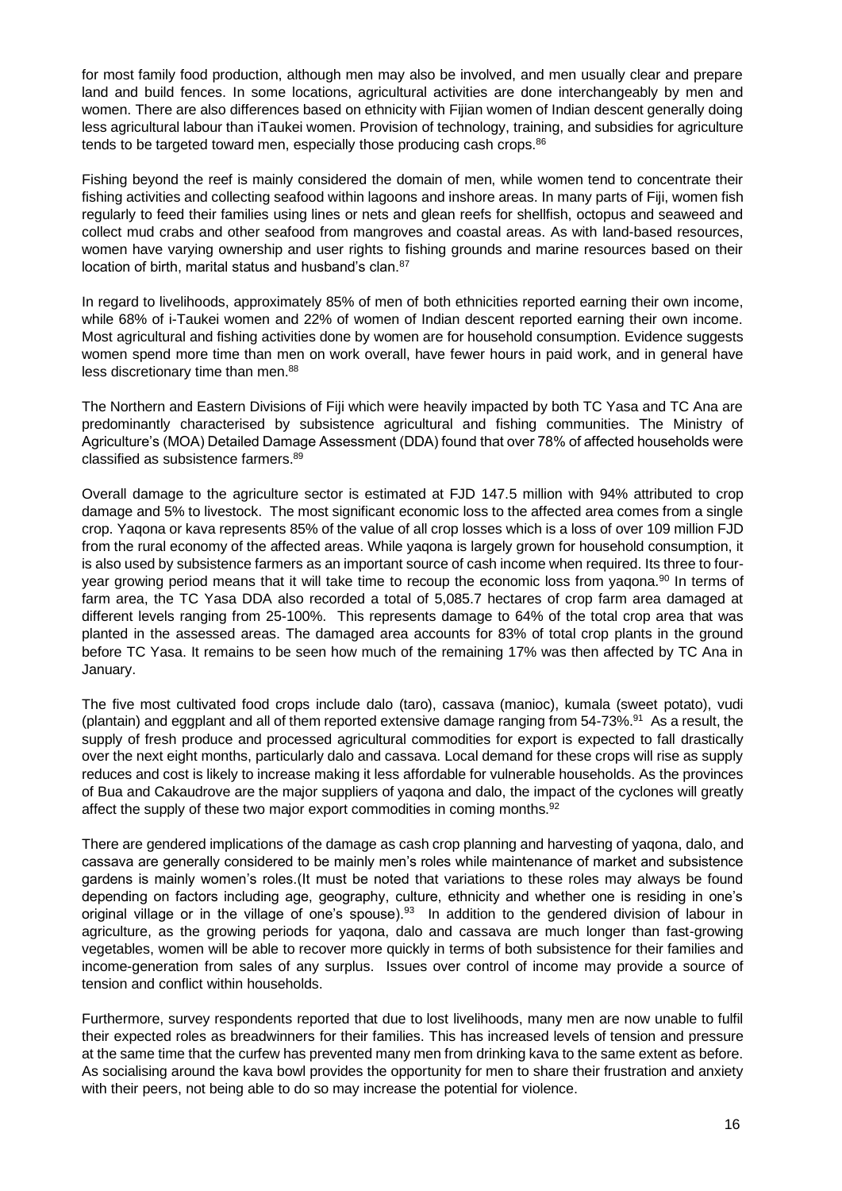for most family food production, although men may also be involved, and men usually clear and prepare land and build fences. In some locations, agricultural activities are done interchangeably by men and women. There are also differences based on ethnicity with Fijian women of Indian descent generally doing less agricultural labour than iTaukei women. Provision of technology, training, and subsidies for agriculture tends to be targeted toward men, especially those producing cash crops.[86]

Fishing beyond the reef is mainly considered the domain of men, while women tend to concentrate their fishing activities and collecting seafood within lagoons and inshore areas. In many parts of Fiji, women fish regularly to feed their families using lines or nets and glean reefs for shellfish, octopus and seaweed and collect mud crabs and other seafood from mangroves and coastal areas. As with land-based resources, women have varying ownership and user rights to fishing grounds and marine resources based on their location of birth, marital status and husband's clan.[87]

In regard to livelihoods, approximately 85% of men of both ethnicities reported earning their own income, while 68% of i-Taukei women and 22% of women of Indian descent reported earning their own income. Most agricultural and fishing activities done by women are for household consumption. Evidence suggests women spend more time than men on work overall, have fewer hours in paid work, and in general have less discretionary time than men.[88]

The Northern and Eastern Divisions of Fiji which were heavily impacted by both TC Yasa and TC Ana are predominantly characterised by subsistence agricultural and fishing communities. The Ministry of Agriculture's (MOA) Detailed Damage Assessment (DDA) found that over 78% of affected households were classified as subsistence farmers.[89]

Overall damage to the agriculture sector is estimated at FJD 147.5 million with 94% attributed to crop damage and 5% to livestock. The most significant economic loss to the affected area comes from a single crop. Yaqona or kava represents 85% of the value of all crop losses which is a loss of over 109 million FJD from the rural economy of the affected areas. While yaqona is largely grown for household consumption, it is also used by subsistence farmers as an important source of cash income when required. Its three to four-year growing period means that it will take time to recoup the economic loss from yaqona.[90] In terms of farm area, the TC Yasa DDA also recorded a total of 5,085.7 hectares of crop farm area damaged at different levels ranging from 25-100%. This represents damage to 64% of the total crop area that was planted in the assessed areas. The damaged area accounts for 83% of total crop plants in the ground before TC Yasa. It remains to be seen how much of the remaining 17% was then affected by TC Ana in January.

The five most cultivated food crops include dalo (taro), cassava (manioc), kumala (sweet potato), vudi (plantain) and eggplant and all of them reported extensive damage ranging from 54-73%.[91] As a result, the supply of fresh produce and processed agricultural commodities for export is expected to fall drastically over the next eight months, particularly dalo and cassava. Local demand for these crops will rise as supply reduces and cost is likely to increase making it less affordable for vulnerable households. As the provinces of Bua and Cakaudrove are the major suppliers of yaqona and dalo, the impact of the cyclones will greatly affect the supply of these two major export commodities in coming months.[92]

There are gendered implications of the damage as cash crop planning and harvesting of yaqona, dalo, and cassava are generally considered to be mainly men's roles while maintenance of market and subsistence gardens is mainly women's roles.(It must be noted that variations to these roles may always be found depending on factors including age, geography, culture, ethnicity and whether one is residing in one's original village or in the village of one's spouse).[93] In addition to the gendered division of labour in agriculture, as the growing periods for yaqona, dalo and cassava are much longer than fast-growing vegetables, women will be able to recover more quickly in terms of both subsistence for their families and income-generation from sales of any surplus. Issues over control of income may provide a source of tension and conflict within households.

Furthermore, survey respondents reported that due to lost livelihoods, many men are now unable to fulfil their expected roles as breadwinners for their families. This has increased levels of tension and pressure at the same time that the curfew has prevented many men from drinking kava to the same extent as before. As socialising around the kava bowl provides the opportunity for men to share their frustration and anxiety with their peers, not being able to do so may increase the potential for violence.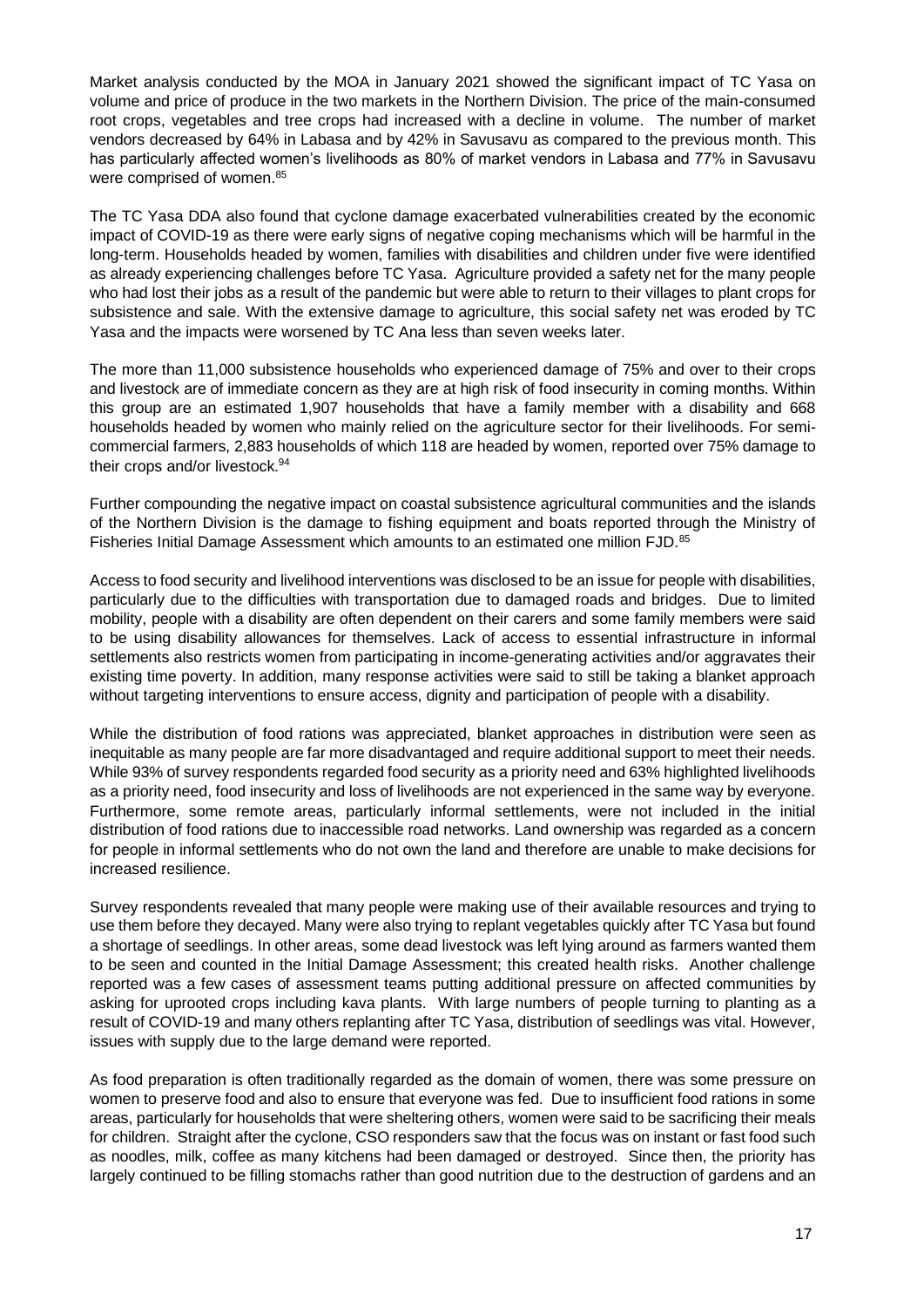Market analysis conducted by the MOA in January 2021 showed the significant impact of TC Yasa on volume and price of produce in the two markets in the Northern Division. The price of the main-consumed root crops, vegetables and tree crops had increased with a decline in volume. The number of market vendors decreased by 64% in Labasa and by 42% in Savusavu as compared to the previous month. This has particularly affected women's livelihoods as 80% of market vendors in Labasa and 77% in Savusavu were comprised of women.[85]

The TC Yasa DDA also found that cyclone damage exacerbated vulnerabilities created by the economic impact of COVID-19 as there were early signs of negative coping mechanisms which will be harmful in the long-term. Households headed by women, families with disabilities and children under five were identified as already experiencing challenges before TC Yasa. Agriculture provided a safety net for the many people who had lost their jobs as a result of the pandemic but were able to return to their villages to plant crops for subsistence and sale. With the extensive damage to agriculture, this social safety net was eroded by TC Yasa and the impacts were worsened by TC Ana less than seven weeks later.

The more than 11,000 subsistence households who experienced damage of 75% and over to their crops and livestock are of immediate concern as they are at high risk of food insecurity in coming months. Within this group are an estimated 1,907 households that have a family member with a disability and 668 households headed by women who mainly relied on the agriculture sector for their livelihoods. For semi-commercial farmers, 2,883 households of which 118 are headed by women, reported over 75% damage to their crops and/or livestock.[94]

Further compounding the negative impact on coastal subsistence agricultural communities and the islands of the Northern Division is the damage to fishing equipment and boats reported through the Ministry of Fisheries Initial Damage Assessment which amounts to an estimated one million FJD.[85]

Access to food security and livelihood interventions was disclosed to be an issue for people with disabilities, particularly due to the difficulties with transportation due to damaged roads and bridges. Due to limited mobility, people with a disability are often dependent on their carers and some family members were said to be using disability allowances for themselves. Lack of access to essential infrastructure in informal settlements also restricts women from participating in income-generating activities and/or aggravates their existing time poverty. In addition, many response activities were said to still be taking a blanket approach without targeting interventions to ensure access, dignity and participation of people with a disability.

While the distribution of food rations was appreciated, blanket approaches in distribution were seen as inequitable as many people are far more disadvantaged and require additional support to meet their needs. While 93% of survey respondents regarded food security as a priority need and 63% highlighted livelihoods as a priority need, food insecurity and loss of livelihoods are not experienced in the same way by everyone. Furthermore, some remote areas, particularly informal settlements, were not included in the initial distribution of food rations due to inaccessible road networks. Land ownership was regarded as a concern for people in informal settlements who do not own the land and therefore are unable to make decisions for increased resilience.

Survey respondents revealed that many people were making use of their available resources and trying to use them before they decayed. Many were also trying to replant vegetables quickly after TC Yasa but found a shortage of seedlings. In other areas, some dead livestock was left lying around as farmers wanted them to be seen and counted in the Initial Damage Assessment; this created health risks. Another challenge reported was a few cases of assessment teams putting additional pressure on affected communities by asking for uprooted crops including kava plants. With large numbers of people turning to planting as a result of COVID-19 and many others replanting after TC Yasa, distribution of seedlings was vital. However, issues with supply due to the large demand were reported.

As food preparation is often traditionally regarded as the domain of women, there was some pressure on women to preserve food and also to ensure that everyone was fed. Due to insufficient food rations in some areas, particularly for households that were sheltering others, women were said to be sacrificing their meals for children. Straight after the cyclone, CSO responders saw that the focus was on instant or fast food such as noodles, milk, coffee as many kitchens had been damaged or destroyed. Since then, the priority has largely continued to be filling stomachs rather than good nutrition due to the destruction of gardens and an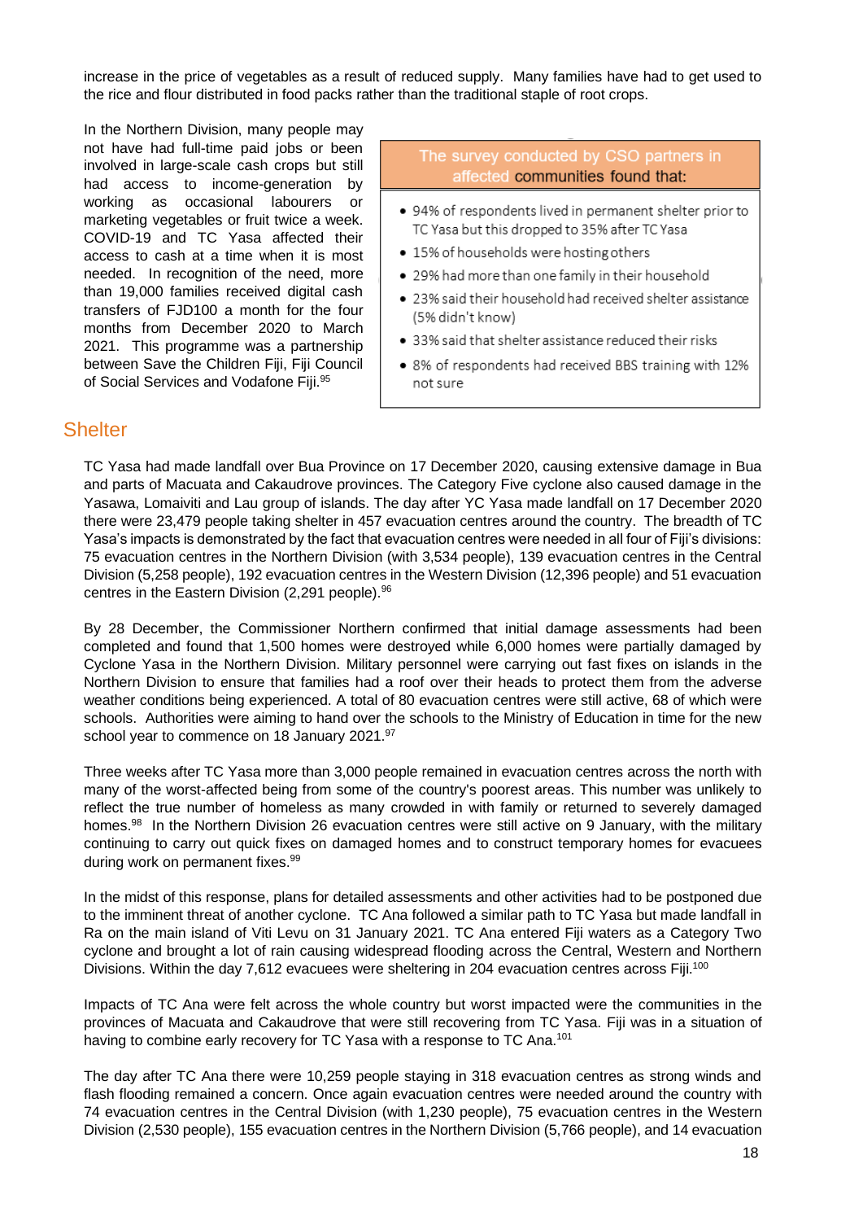increase in the price of vegetables as a result of reduced supply. Many families have had to get used to the rice and flour distributed in food packs rather than the traditional staple of root crops.

In the Northern Division, many people may not have had full-time paid jobs or been involved in large-scale cash crops but still had access to income-generation by working as occasional labourers or marketing vegetables or fruit twice a week. COVID-19 and TC Yasa affected their access to cash at a time when it is most needed. In recognition of the need, more than 19,000 families received digital cash transfers of FJD100 a month for the four months from December 2020 to March 2021. This programme was a partnership between Save the Children Fiji, Fiji Council of Social Services and Vodafone Fiji.[95]

**The survey conducted by CSO partners in affected communities found that:**

- 94% of respondents lived in permanent shelter prior to TC Yasa but this dropped to 35% after TC Yasa
- 15% of households were hosting others
- 29% had more than one family in their household
- 23% said their household had received shelter assistance (5% didn't know)
- 33% said that shelter assistance reduced their risks
- 8% of respondents had received BBS training with 12% not sure

## Shelter

TC Yasa had made landfall over Bua Province on 17 December 2020, causing extensive damage in Bua and parts of Macuata and Cakaudrove provinces. The Category Five cyclone also caused damage in the Yasawa, Lomaiviti and Lau group of islands. The day after YC Yasa made landfall on 17 December 2020 there were 23,479 people taking shelter in 457 evacuation centres around the country. The breadth of TC Yasa's impacts is demonstrated by the fact that evacuation centres were needed in all four of Fiji's divisions: 75 evacuation centres in the Northern Division (with 3,534 people), 139 evacuation centres in the Central Division (5,258 people), 192 evacuation centres in the Western Division (12,396 people) and 51 evacuation centres in the Eastern Division (2,291 people).[96]

By 28 December, the Commissioner Northern confirmed that initial damage assessments had been completed and found that 1,500 homes were destroyed while 6,000 homes were partially damaged by Cyclone Yasa in the Northern Division. Military personnel were carrying out fast fixes on islands in the Northern Division to ensure that families had a roof over their heads to protect them from the adverse weather conditions being experienced. A total of 80 evacuation centres were still active, 68 of which were schools. Authorities were aiming to hand over the schools to the Ministry of Education in time for the new school year to commence on 18 January 2021.[97]

Three weeks after TC Yasa more than 3,000 people remained in evacuation centres across the north with many of the worst-affected being from some of the country's poorest areas. This number was unlikely to reflect the true number of homeless as many crowded in with family or returned to severely damaged homes.[98] In the Northern Division 26 evacuation centres were still active on 9 January, with the military continuing to carry out quick fixes on damaged homes and to construct temporary homes for evacuees during work on permanent fixes.[99]

In the midst of this response, plans for detailed assessments and other activities had to be postponed due to the imminent threat of another cyclone. TC Ana followed a similar path to TC Yasa but made landfall in Ra on the main island of Viti Levu on 31 January 2021. TC Ana entered Fiji waters as a Category Two cyclone and brought a lot of rain causing widespread flooding across the Central, Western and Northern Divisions. Within the day 7,612 evacuees were sheltering in 204 evacuation centres across Fiji.[100]

Impacts of TC Ana were felt across the whole country but worst impacted were the communities in the provinces of Macuata and Cakaudrove that were still recovering from TC Yasa. Fiji was in a situation of having to combine early recovery for TC Yasa with a response to TC Ana.[101]

The day after TC Ana there were 10,259 people staying in 318 evacuation centres as strong winds and flash flooding remained a concern. Once again evacuation centres were needed around the country with 74 evacuation centres in the Central Division (with 1,230 people), 75 evacuation centres in the Western Division (2,530 people), 155 evacuation centres in the Northern Division (5,766 people), and 14 evacuation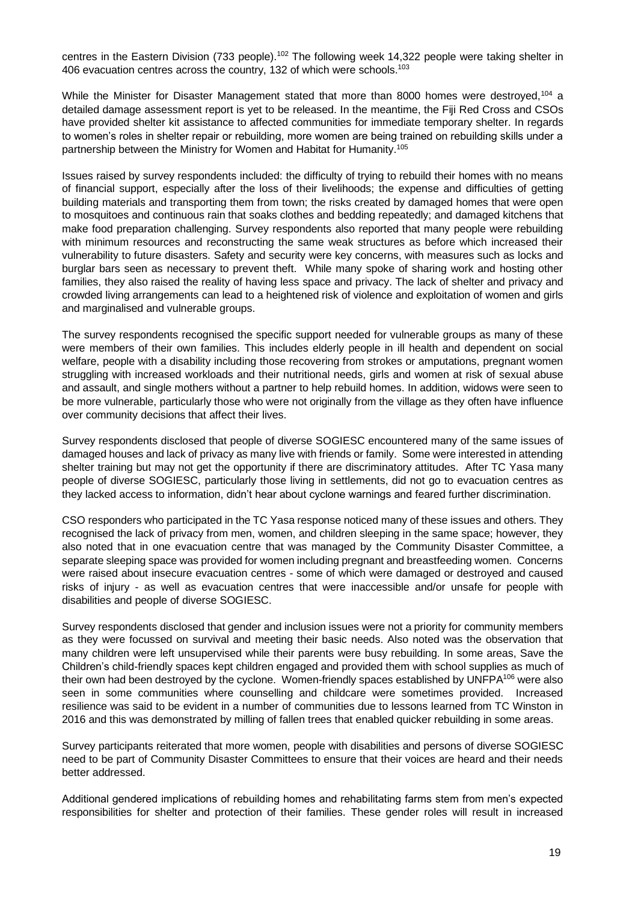centres in the Eastern Division (733 people).[102] The following week 14,322 people were taking shelter in 406 evacuation centres across the country, 132 of which were schools.[103]

While the Minister for Disaster Management stated that more than 8000 homes were destroyed,[104] a detailed damage assessment report is yet to be released. In the meantime, the Fiji Red Cross and CSOs have provided shelter kit assistance to affected communities for immediate temporary shelter. In regards to women's roles in shelter repair or rebuilding, more women are being trained on rebuilding skills under a partnership between the Ministry for Women and Habitat for Humanity.[105]

Issues raised by survey respondents included: the difficulty of trying to rebuild their homes with no means of financial support, especially after the loss of their livelihoods; the expense and difficulties of getting building materials and transporting them from town; the risks created by damaged homes that were open to mosquitoes and continuous rain that soaks clothes and bedding repeatedly; and damaged kitchens that make food preparation challenging. Survey respondents also reported that many people were rebuilding with minimum resources and reconstructing the same weak structures as before which increased their vulnerability to future disasters. Safety and security were key concerns, with measures such as locks and burglar bars seen as necessary to prevent theft. While many spoke of sharing work and hosting other families, they also raised the reality of having less space and privacy. The lack of shelter and privacy and crowded living arrangements can lead to a heightened risk of violence and exploitation of women and girls and marginalised and vulnerable groups.

The survey respondents recognised the specific support needed for vulnerable groups as many of these were members of their own families. This includes elderly people in ill health and dependent on social welfare, people with a disability including those recovering from strokes or amputations, pregnant women struggling with increased workloads and their nutritional needs, girls and women at risk of sexual abuse and assault, and single mothers without a partner to help rebuild homes. In addition, widows were seen to be more vulnerable, particularly those who were not originally from the village as they often have influence over community decisions that affect their lives.

Survey respondents disclosed that people of diverse SOGIESC encountered many of the same issues of damaged houses and lack of privacy as many live with friends or family. Some were interested in attending shelter training but may not get the opportunity if there are discriminatory attitudes. After TC Yasa many people of diverse SOGIESC, particularly those living in settlements, did not go to evacuation centres as they lacked access to information, didn't hear about cyclone warnings and feared further discrimination.

CSO responders who participated in the TC Yasa response noticed many of these issues and others. They recognised the lack of privacy from men, women, and children sleeping in the same space; however, they also noted that in one evacuation centre that was managed by the Community Disaster Committee, a separate sleeping space was provided for women including pregnant and breastfeeding women. Concerns were raised about insecure evacuation centres - some of which were damaged or destroyed and caused risks of injury - as well as evacuation centres that were inaccessible and/or unsafe for people with disabilities and people of diverse SOGIESC.

Survey respondents disclosed that gender and inclusion issues were not a priority for community members as they were focussed on survival and meeting their basic needs. Also noted was the observation that many children were left unsupervised while their parents were busy rebuilding. In some areas, Save the Children's child-friendly spaces kept children engaged and provided them with school supplies as much of their own had been destroyed by the cyclone. Women-friendly spaces established by UNFPA[106] were also seen in some communities where counselling and childcare were sometimes provided. Increased resilience was said to be evident in a number of communities due to lessons learned from TC Winston in 2016 and this was demonstrated by milling of fallen trees that enabled quicker rebuilding in some areas.

Survey participants reiterated that more women, people with disabilities and persons of diverse SOGIESC need to be part of Community Disaster Committees to ensure that their voices are heard and their needs better addressed.

Additional gendered implications of rebuilding homes and rehabilitating farms stem from men's expected responsibilities for shelter and protection of their families. These gender roles will result in increased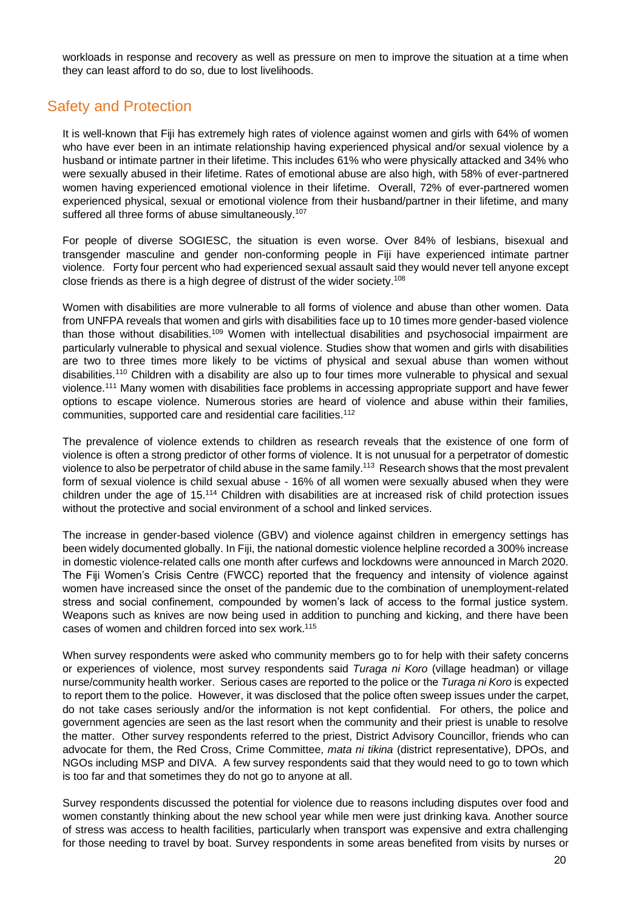workloads in response and recovery as well as pressure on men to improve the situation at a time when they can least afford to do so, due to lost livelihoods.

## Safety and Protection

It is well-known that Fiji has extremely high rates of violence against women and girls with 64% of women who have ever been in an intimate relationship having experienced physical and/or sexual violence by a husband or intimate partner in their lifetime. This includes 61% who were physically attacked and 34% who were sexually abused in their lifetime. Rates of emotional abuse are also high, with 58% of ever-partnered women having experienced emotional violence in their lifetime. Overall, 72% of ever-partnered women experienced physical, sexual or emotional violence from their husband/partner in their lifetime, and many suffered all three forms of abuse simultaneously.[107]

For people of diverse SOGIESC, the situation is even worse. Over 84% of lesbians, bisexual and transgender masculine and gender non-conforming people in Fiji have experienced intimate partner violence. Forty four percent who had experienced sexual assault said they would never tell anyone except close friends as there is a high degree of distrust of the wider society.[108]

Women with disabilities are more vulnerable to all forms of violence and abuse than other women. Data from UNFPA reveals that women and girls with disabilities face up to 10 times more gender-based violence than those without disabilities.[109] Women with intellectual disabilities and psychosocial impairment are particularly vulnerable to physical and sexual violence. Studies show that women and girls with disabilities are two to three times more likely to be victims of physical and sexual abuse than women without disabilities.[110] Children with a disability are also up to four times more vulnerable to physical and sexual violence.[111] Many women with disabilities face problems in accessing appropriate support and have fewer options to escape violence. Numerous stories are heard of violence and abuse within their families, communities, supported care and residential care facilities.[112]

The prevalence of violence extends to children as research reveals that the existence of one form of violence is often a strong predictor of other forms of violence. It is not unusual for a perpetrator of domestic violence to also be perpetrator of child abuse in the same family.[113] Research shows that the most prevalent form of sexual violence is child sexual abuse - 16% of all women were sexually abused when they were children under the age of 15.[114] Children with disabilities are at increased risk of child protection issues without the protective and social environment of a school and linked services.

The increase in gender-based violence (GBV) and violence against children in emergency settings has been widely documented globally. In Fiji, the national domestic violence helpline recorded a 300% increase in domestic violence-related calls one month after curfews and lockdowns were announced in March 2020. The Fiji Women's Crisis Centre (FWCC) reported that the frequency and intensity of violence against women have increased since the onset of the pandemic due to the combination of unemployment-related stress and social confinement, compounded by women's lack of access to the formal justice system. Weapons such as knives are now being used in addition to punching and kicking, and there have been cases of women and children forced into sex work.[115]

When survey respondents were asked who community members go to for help with their safety concerns or experiences of violence, most survey respondents said *Turaga ni Koro* (village headman) or village nurse/community health worker. Serious cases are reported to the police or the *Turaga ni Koro* is expected to report them to the police. However, it was disclosed that the police often sweep issues under the carpet, do not take cases seriously and/or the information is not kept confidential. For others, the police and government agencies are seen as the last resort when the community and their priest is unable to resolve the matter. Other survey respondents referred to the priest, District Advisory Councillor, friends who can advocate for them, the Red Cross, Crime Committee, *mata ni tikina* (district representative), DPOs, and NGOs including MSP and DIVA. A few survey respondents said that they would need to go to town which is too far and that sometimes they do not go to anyone at all.

Survey respondents discussed the potential for violence due to reasons including disputes over food and women constantly thinking about the new school year while men were just drinking kava. Another source of stress was access to health facilities, particularly when transport was expensive and extra challenging for those needing to travel by boat. Survey respondents in some areas benefited from visits by nurses or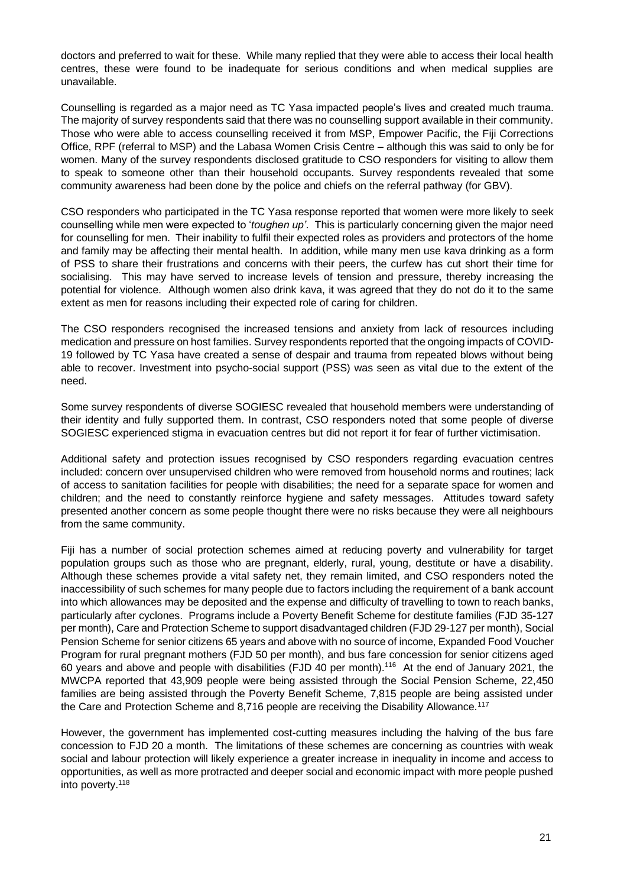doctors and preferred to wait for these. While many replied that they were able to access their local health centres, these were found to be inadequate for serious conditions and when medical supplies are unavailable.

Counselling is regarded as a major need as TC Yasa impacted people's lives and created much trauma. The majority of survey respondents said that there was no counselling support available in their community. Those who were able to access counselling received it from MSP, Empower Pacific, the Fiji Corrections Office, RPF (referral to MSP) and the Labasa Women Crisis Centre – although this was said to only be for women. Many of the survey respondents disclosed gratitude to CSO responders for visiting to allow them to speak to someone other than their household occupants. Survey respondents revealed that some community awareness had been done by the police and chiefs on the referral pathway (for GBV).

CSO responders who participated in the TC Yasa response reported that women were more likely to seek counselling while men were expected to '*toughen up'*. This is particularly concerning given the major need for counselling for men. Their inability to fulfil their expected roles as providers and protectors of the home and family may be affecting their mental health. In addition, while many men use kava drinking as a form of PSS to share their frustrations and concerns with their peers, the curfew has cut short their time for socialising. This may have served to increase levels of tension and pressure, thereby increasing the potential for violence. Although women also drink kava, it was agreed that they do not do it to the same extent as men for reasons including their expected role of caring for children.

The CSO responders recognised the increased tensions and anxiety from lack of resources including medication and pressure on host families. Survey respondents reported that the ongoing impacts of COVID-19 followed by TC Yasa have created a sense of despair and trauma from repeated blows without being able to recover. Investment into psycho-social support (PSS) was seen as vital due to the extent of the need.

Some survey respondents of diverse SOGIESC revealed that household members were understanding of their identity and fully supported them. In contrast, CSO responders noted that some people of diverse SOGIESC experienced stigma in evacuation centres but did not report it for fear of further victimisation.

Additional safety and protection issues recognised by CSO responders regarding evacuation centres included: concern over unsupervised children who were removed from household norms and routines; lack of access to sanitation facilities for people with disabilities; the need for a separate space for women and children; and the need to constantly reinforce hygiene and safety messages. Attitudes toward safety presented another concern as some people thought there were no risks because they were all neighbours from the same community.

Fiji has a number of social protection schemes aimed at reducing poverty and vulnerability for target population groups such as those who are pregnant, elderly, rural, young, destitute or have a disability. Although these schemes provide a vital safety net, they remain limited, and CSO responders noted the inaccessibility of such schemes for many people due to factors including the requirement of a bank account into which allowances may be deposited and the expense and difficulty of travelling to town to reach banks, particularly after cyclones. Programs include a Poverty Benefit Scheme for destitute families (FJD 35-127 per month), Care and Protection Scheme to support disadvantaged children (FJD 29-127 per month), Social Pension Scheme for senior citizens 65 years and above with no source of income, Expanded Food Voucher Program for rural pregnant mothers (FJD 50 per month), and bus fare concession for senior citizens aged 60 years and above and people with disabilities (FJD 40 per month).[116] At the end of January 2021, the MWCPA reported that 43,909 people were being assisted through the Social Pension Scheme, 22,450 families are being assisted through the Poverty Benefit Scheme, 7,815 people are being assisted under the Care and Protection Scheme and 8,716 people are receiving the Disability Allowance.[117]

However, the government has implemented cost-cutting measures including the halving of the bus fare concession to FJD 20 a month. The limitations of these schemes are concerning as countries with weak social and labour protection will likely experience a greater increase in inequality in income and access to opportunities, as well as more protracted and deeper social and economic impact with more people pushed into poverty.[118]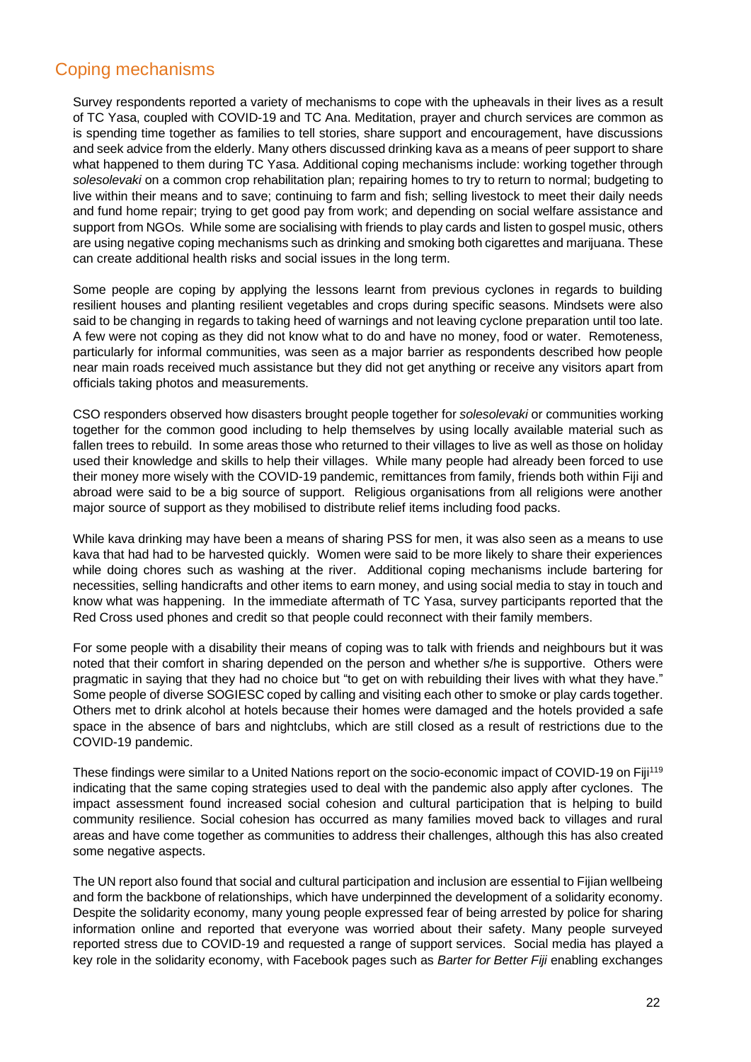## Coping mechanisms

Survey respondents reported a variety of mechanisms to cope with the upheavals in their lives as a result of TC Yasa, coupled with COVID-19 and TC Ana. Meditation, prayer and church services are common as is spending time together as families to tell stories, share support and encouragement, have discussions and seek advice from the elderly. Many others discussed drinking kava as a means of peer support to share what happened to them during TC Yasa. Additional coping mechanisms include: working together through *solesolevaki* on a common crop rehabilitation plan; repairing homes to try to return to normal; budgeting to live within their means and to save; continuing to farm and fish; selling livestock to meet their daily needs and fund home repair; trying to get good pay from work; and depending on social welfare assistance and support from NGOs. While some are socialising with friends to play cards and listen to gospel music, others are using negative coping mechanisms such as drinking and smoking both cigarettes and marijuana. These can create additional health risks and social issues in the long term.

Some people are coping by applying the lessons learnt from previous cyclones in regards to building resilient houses and planting resilient vegetables and crops during specific seasons. Mindsets were also said to be changing in regards to taking heed of warnings and not leaving cyclone preparation until too late. A few were not coping as they did not know what to do and have no money, food or water. Remoteness, particularly for informal communities, was seen as a major barrier as respondents described how people near main roads received much assistance but they did not get anything or receive any visitors apart from officials taking photos and measurements.

CSO responders observed how disasters brought people together for *solesolevaki* or communities working together for the common good including to help themselves by using locally available material such as fallen trees to rebuild. In some areas those who returned to their villages to live as well as those on holiday used their knowledge and skills to help their villages. While many people had already been forced to use their money more wisely with the COVID-19 pandemic, remittances from family, friends both within Fiji and abroad were said to be a big source of support. Religious organisations from all religions were another major source of support as they mobilised to distribute relief items including food packs.

While kava drinking may have been a means of sharing PSS for men, it was also seen as a means to use kava that had had to be harvested quickly. Women were said to be more likely to share their experiences while doing chores such as washing at the river. Additional coping mechanisms include bartering for necessities, selling handicrafts and other items to earn money, and using social media to stay in touch and know what was happening. In the immediate aftermath of TC Yasa, survey participants reported that the Red Cross used phones and credit so that people could reconnect with their family members.

For some people with a disability their means of coping was to talk with friends and neighbours but it was noted that their comfort in sharing depended on the person and whether s/he is supportive. Others were pragmatic in saying that they had no choice but "to get on with rebuilding their lives with what they have." Some people of diverse SOGIESC coped by calling and visiting each other to smoke or play cards together. Others met to drink alcohol at hotels because their homes were damaged and the hotels provided a safe space in the absence of bars and nightclubs, which are still closed as a result of restrictions due to the COVID-19 pandemic.

These findings were similar to a United Nations report on the socio-economic impact of COVID-19 on Fiji[119] indicating that the same coping strategies used to deal with the pandemic also apply after cyclones. The impact assessment found increased social cohesion and cultural participation that is helping to build community resilience. Social cohesion has occurred as many families moved back to villages and rural areas and have come together as communities to address their challenges, although this has also created some negative aspects.

The UN report also found that social and cultural participation and inclusion are essential to Fijian wellbeing and form the backbone of relationships, which have underpinned the development of a solidarity economy. Despite the solidarity economy, many young people expressed fear of being arrested by police for sharing information online and reported that everyone was worried about their safety. Many people surveyed reported stress due to COVID-19 and requested a range of support services. Social media has played a key role in the solidarity economy, with Facebook pages such as *Barter for Better Fiji* enabling exchanges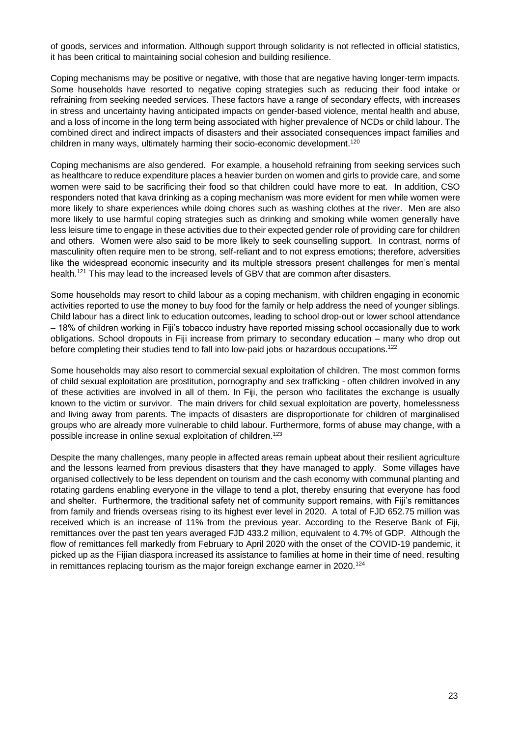of goods, services and information. Although support through solidarity is not reflected in official statistics, it has been critical to maintaining social cohesion and building resilience.

Coping mechanisms may be positive or negative, with those that are negative having longer-term impacts. Some households have resorted to negative coping strategies such as reducing their food intake or refraining from seeking needed services. These factors have a range of secondary effects, with increases in stress and uncertainty having anticipated impacts on gender-based violence, mental health and abuse, and a loss of income in the long term being associated with higher prevalence of NCDs or child labour. The combined direct and indirect impacts of disasters and their associated consequences impact families and children in many ways, ultimately harming their socio-economic development.[120]

Coping mechanisms are also gendered. For example, a household refraining from seeking services such as healthcare to reduce expenditure places a heavier burden on women and girls to provide care, and some women were said to be sacrificing their food so that children could have more to eat. In addition, CSO responders noted that kava drinking as a coping mechanism was more evident for men while women were more likely to share experiences while doing chores such as washing clothes at the river. Men are also more likely to use harmful coping strategies such as drinking and smoking while women generally have less leisure time to engage in these activities due to their expected gender role of providing care for children and others. Women were also said to be more likely to seek counselling support. In contrast, norms of masculinity often require men to be strong, self-reliant and to not express emotions; therefore, adversities like the widespread economic insecurity and its multiple stressors present challenges for men's mental health.[121] This may lead to the increased levels of GBV that are common after disasters.

Some households may resort to child labour as a coping mechanism, with children engaging in economic activities reported to use the money to buy food for the family or help address the need of younger siblings. Child labour has a direct link to education outcomes, leading to school drop-out or lower school attendance – 18% of children working in Fiji's tobacco industry have reported missing school occasionally due to work obligations. School dropouts in Fiji increase from primary to secondary education – many who drop out before completing their studies tend to fall into low-paid jobs or hazardous occupations.[122]

Some households may also resort to commercial sexual exploitation of children. The most common forms of child sexual exploitation are prostitution, pornography and sex trafficking - often children involved in any of these activities are involved in all of them. In Fiji, the person who facilitates the exchange is usually known to the victim or survivor. The main drivers for child sexual exploitation are poverty, homelessness and living away from parents. The impacts of disasters are disproportionate for children of marginalised groups who are already more vulnerable to child labour. Furthermore, forms of abuse may change, with a possible increase in online sexual exploitation of children.[123]

Despite the many challenges, many people in affected areas remain upbeat about their resilient agriculture and the lessons learned from previous disasters that they have managed to apply. Some villages have organised collectively to be less dependent on tourism and the cash economy with communal planting and rotating gardens enabling everyone in the village to tend a plot, thereby ensuring that everyone has food and shelter. Furthermore, the traditional safety net of community support remains, with Fiji's remittances from family and friends overseas rising to its highest ever level in 2020. A total of FJD 652.75 million was received which is an increase of 11% from the previous year. According to the Reserve Bank of Fiji, remittances over the past ten years averaged FJD 433.2 million, equivalent to 4.7% of GDP. Although the flow of remittances fell markedly from February to April 2020 with the onset of the COVID-19 pandemic, it picked up as the Fijian diaspora increased its assistance to families at home in their time of need, resulting in remittances replacing tourism as the major foreign exchange earner in 2020.[124]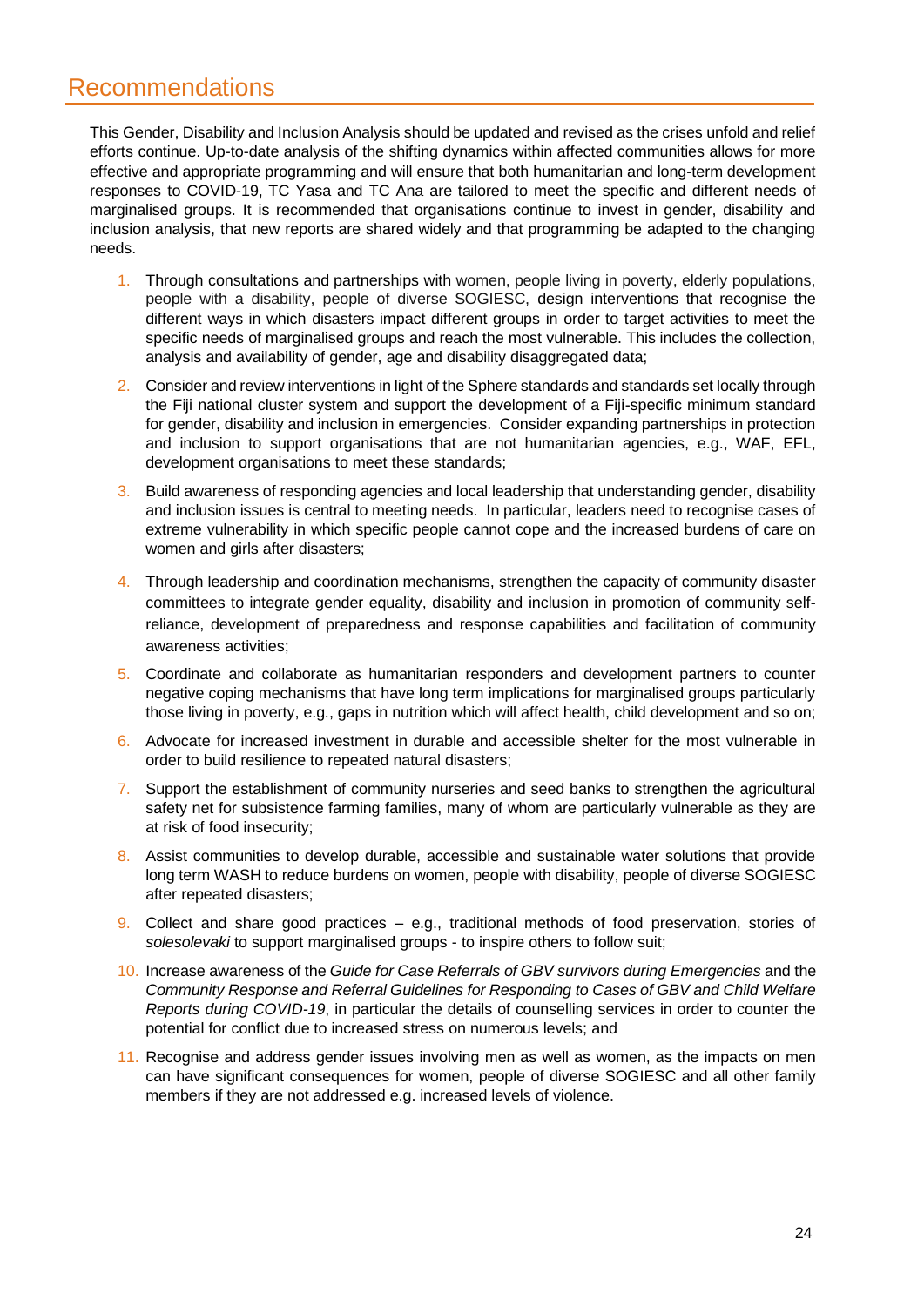# Recommendations

This Gender, Disability and Inclusion Analysis should be updated and revised as the crises unfold and relief efforts continue. Up-to-date analysis of the shifting dynamics within affected communities allows for more effective and appropriate programming and will ensure that both humanitarian and long-term development responses to COVID-19, TC Yasa and TC Ana are tailored to meet the specific and different needs of marginalised groups. It is recommended that organisations continue to invest in gender, disability and inclusion analysis, that new reports are shared widely and that programming be adapted to the changing needs.

1. Through consultations and partnerships with women, people living in poverty, elderly populations, people with a disability, people of diverse SOGIESC, design interventions that recognise the different ways in which disasters impact different groups in order to target activities to meet the specific needs of marginalised groups and reach the most vulnerable. This includes the collection, analysis and availability of gender, age and disability disaggregated data;
2. Consider and review interventions in light of the Sphere standards and standards set locally through the Fiji national cluster system and support the development of a Fiji-specific minimum standard for gender, disability and inclusion in emergencies. Consider expanding partnerships in protection and inclusion to support organisations that are not humanitarian agencies, e.g., WAF, EFL, development organisations to meet these standards;
3. Build awareness of responding agencies and local leadership that understanding gender, disability and inclusion issues is central to meeting needs. In particular, leaders need to recognise cases of extreme vulnerability in which specific people cannot cope and the increased burdens of care on women and girls after disasters;
4. Through leadership and coordination mechanisms, strengthen the capacity of community disaster committees to integrate gender equality, disability and inclusion in promotion of community self-reliance, development of preparedness and response capabilities and facilitation of community awareness activities;
5. Coordinate and collaborate as humanitarian responders and development partners to counter negative coping mechanisms that have long term implications for marginalised groups particularly those living in poverty, e.g., gaps in nutrition which will affect health, child development and so on;
6. Advocate for increased investment in durable and accessible shelter for the most vulnerable in order to build resilience to repeated natural disasters;
7. Support the establishment of community nurseries and seed banks to strengthen the agricultural safety net for subsistence farming families, many of whom are particularly vulnerable as they are at risk of food insecurity;
8. Assist communities to develop durable, accessible and sustainable water solutions that provide long term WASH to reduce burdens on women, people with disability, people of diverse SOGIESC after repeated disasters;
9. Collect and share good practices – e.g., traditional methods of food preservation, stories of *solesolevaki* to support marginalised groups - to inspire others to follow suit;
10. Increase awareness of the *Guide for Case Referrals of GBV survivors during Emergencies* and the *Community Response and Referral Guidelines for Responding to Cases of GBV and Child Welfare Reports during COVID-19*, in particular the details of counselling services in order to counter the potential for conflict due to increased stress on numerous levels; and
11. Recognise and address gender issues involving men as well as women, as the impacts on men can have significant consequences for women, people of diverse SOGIESC and all other family members if they are not addressed e.g. increased levels of violence.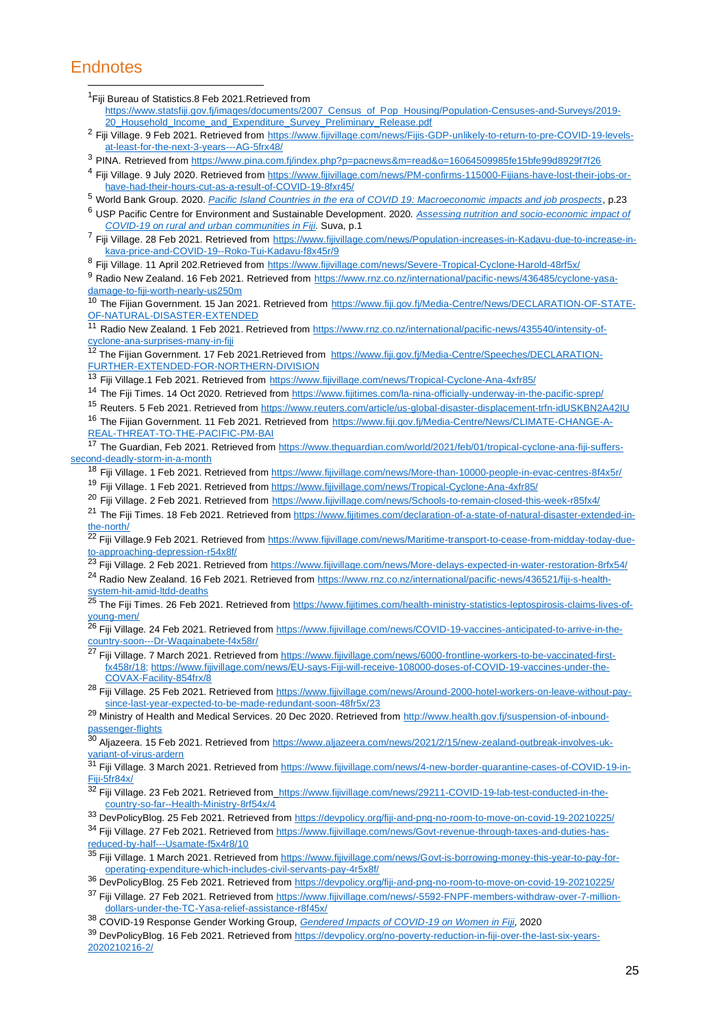# Endnotes

[1] Fiji Bureau of Statistics.8 Feb 2021.Retrieved from https://www.statsfiji.gov.fj/images/documents/2007_Census_of_Pop_Housing/Population-Censuses-and-Surveys/2019-20_Household_Income_and_Expenditure_Survey_Preliminary_Release.pdf

[2] Fiji Village. 9 Feb 2021. Retrieved from https://www.fijivillage.com/news/Fijis-GDP-unlikely-to-return-to-pre-COVID-19-levels-at-least-for-the-next-3-years---AG-5frx48/

[3] PINA. Retrieved from https://www.pina.com.fj/index.php?p=pacnews&m=read&o=16064509985fe15bfe99d8929f7f26

[4] Fiji Village. 9 July 2020. Retrieved from https://www.fijivillage.com/news/PM-confirms-115000-Fijians-have-lost-their-jobs-or-have-had-their-hours-cut-as-a-result-of-COVID-19-8fxr45/

[5] World Bank Group. 2020. *Pacific Island Countries in the era of COVID 19: Macroeconomic impacts and job prospects*, p.23

[6] USP Pacific Centre for Environment and Sustainable Development. 2020. *Assessing nutrition and socio-economic impact of COVID-19 on rural and urban communities in Fiji*. Suva, p.1

[7] Fiji Village. 28 Feb 2021. Retrieved from https://www.fijivillage.com/news/Population-increases-in-Kadavu-due-to-increase-in-kava-price-and-COVID-19--Roko-Tui-Kadavu-f8x45r/9

[8] Fiji Village. 11 April 202.Retrieved from https://www.fijivillage.com/news/Severe-Tropical-Cyclone-Harold-48rf5x/

[9] Radio New Zealand. 16 Feb 2021. Retrieved from https://www.rnz.co.nz/international/pacific-news/436485/cyclone-yasa-damage-to-fiji-worth-nearly-us250m

[10] The Fijian Government. 15 Jan 2021. Retrieved from https://www.fiji.gov.fj/Media-Centre/News/DECLARATION-OF-STATE-OF-NATURAL-DISASTER-EXTENDED

[11] Radio New Zealand. 1 Feb 2021. Retrieved from https://www.rnz.co.nz/international/pacific-news/435540/intensity-of-cyclone-ana-surprises-many-in-fiji

[12] The Fijian Government. 17 Feb 2021.Retrieved from https://www.fiji.gov.fj/Media-Centre/Speeches/DECLARATION-FURTHER-EXTENDED-FOR-NORTHERN-DIVISION

[13] Fiji Village.1 Feb 2021. Retrieved from https://www.fijivillage.com/news/Tropical-Cyclone-Ana-4xfr85/

[14] The Fiji Times. 14 Oct 2020. Retrieved from https://www.fijitimes.com/la-nina-officially-underway-in-the-pacific-sprep/

[15] Reuters. 5 Feb 2021. Retrieved from https://www.reuters.com/article/us-global-disaster-displacement-trfn-idUSKBN2A42IU

[16] The Fijian Government. 11 Feb 2021. Retrieved from https://www.fiji.gov.fj/Media-Centre/News/CLIMATE-CHANGE-A-REAL-THREAT-TO-THE-PACIFIC-PM-BAI

[17] The Guardian, Feb 2021. Retrieved from https://www.theguardian.com/world/2021/feb/01/tropical-cyclone-ana-fiji-suffers-second-deadly-storm-in-a-month

[18] Fiji Village. 1 Feb 2021. Retrieved from https://www.fijivillage.com/news/More-than-10000-people-in-evac-centres-8f4x5r/

[19] Fiji Village. 1 Feb 2021. Retrieved from https://www.fijivillage.com/news/Tropical-Cyclone-Ana-4xfr85/

[20] Fiji Village. 2 Feb 2021. Retrieved from https://www.fijivillage.com/news/Schools-to-remain-closed-this-week-r85fx4/

[21] The Fiji Times. 18 Feb 2021. Retrieved from https://www.fijitimes.com/declaration-of-a-state-of-natural-disaster-extended-in-the-north/

[22] Fiji Village.9 Feb 2021. Retrieved from https://www.fijivillage.com/news/Maritime-transport-to-cease-from-midday-today-due-to-approaching-depression-r54x8f/

[23] Fiji Village. 2 Feb 2021. Retrieved from https://www.fijivillage.com/news/More-delays-expected-in-water-restoration-8rfx54/

[24] Radio New Zealand. 16 Feb 2021. Retrieved from https://www.rnz.co.nz/international/pacific-news/436521/fiji-s-health-system-hit-amid-ltdd-deaths

[25] The Fiji Times. 26 Feb 2021. Retrieved from https://www.fijitimes.com/health-ministry-statistics-leptospirosis-claims-lives-of-young-men/

[26] Fiji Village. 24 Feb 2021. Retrieved from https://www.fijivillage.com/news/COVID-19-vaccines-anticipated-to-arrive-in-the-country-soon---Dr-Waqainabete-f4x58r/

[27] Fiji Village. 7 March 2021. Retrieved from https://www.fijivillage.com/news/6000-frontline-workers-to-be-vaccinated-first-fx458r/18; https://www.fijivillage.com/news/EU-says-Fiji-will-receive-108000-doses-of-COVID-19-vaccines-under-the-COVAX-Facility-854frx/8

[28] Fiji Village. 25 Feb 2021. Retrieved from https://www.fijivillage.com/news/Around-2000-hotel-workers-on-leave-without-pay-since-last-year-expected-to-be-made-redundant-soon-48fr5x/23

[29] Ministry of Health and Medical Services. 20 Dec 2020. Retrieved from http://www.health.gov.fj/suspension-of-inbound-passenger-flights

[30] Aljazeera. 15 Feb 2021. Retrieved from https://www.aljazeera.com/news/2021/2/15/new-zealand-outbreak-involves-uk-variant-of-virus-ardern

[31] Fiji Village. 3 March 2021. Retrieved from https://www.fijivillage.com/news/4-new-border-quarantine-cases-of-COVID-19-in-Fiji-5fr84x/

[32] Fiji Village. 23 Feb 2021. Retrieved from https://www.fijivillage.com/news/29211-COVID-19-lab-test-conducted-in-the-country-so-far--Health-Ministry-8rf54x/4

[33] DevPolicyBlog. 25 Feb 2021. Retrieved from https://devpolicy.org/fiji-and-png-no-room-to-move-on-covid-19-20210225/

[34] Fiji Village. 27 Feb 2021. Retrieved from https://www.fijivillage.com/news/Govt-revenue-through-taxes-and-duties-has-reduced-by-half---Usamate-f5x4r8/10

[35] Fiji Village. 1 March 2021. Retrieved from https://www.fijivillage.com/news/Govt-is-borrowing-money-this-year-to-pay-for-operating-expenditure-which-includes-civil-servants-pay-4r5x8f/

[36] DevPolicyBlog. 25 Feb 2021. Retrieved from https://devpolicy.org/fiji-and-png-no-room-to-move-on-covid-19-20210225/

[37] Fiji Village. 27 Feb 2021. Retrieved from https://www.fijivillage.com/news/-5592-FNPF-members-withdraw-over-7-million-dollars-under-the-TC-Yasa-relief-assistance-r8f45x/

[38] COVID-19 Response Gender Working Group, *Gendered Impacts of COVID-19 on Women in Fiji*, 2020

[39] DevPolicyBlog. 16 Feb 2021. Retrieved from https://devpolicy.org/no-poverty-reduction-in-fiji-over-the-last-six-years-2020210216-2/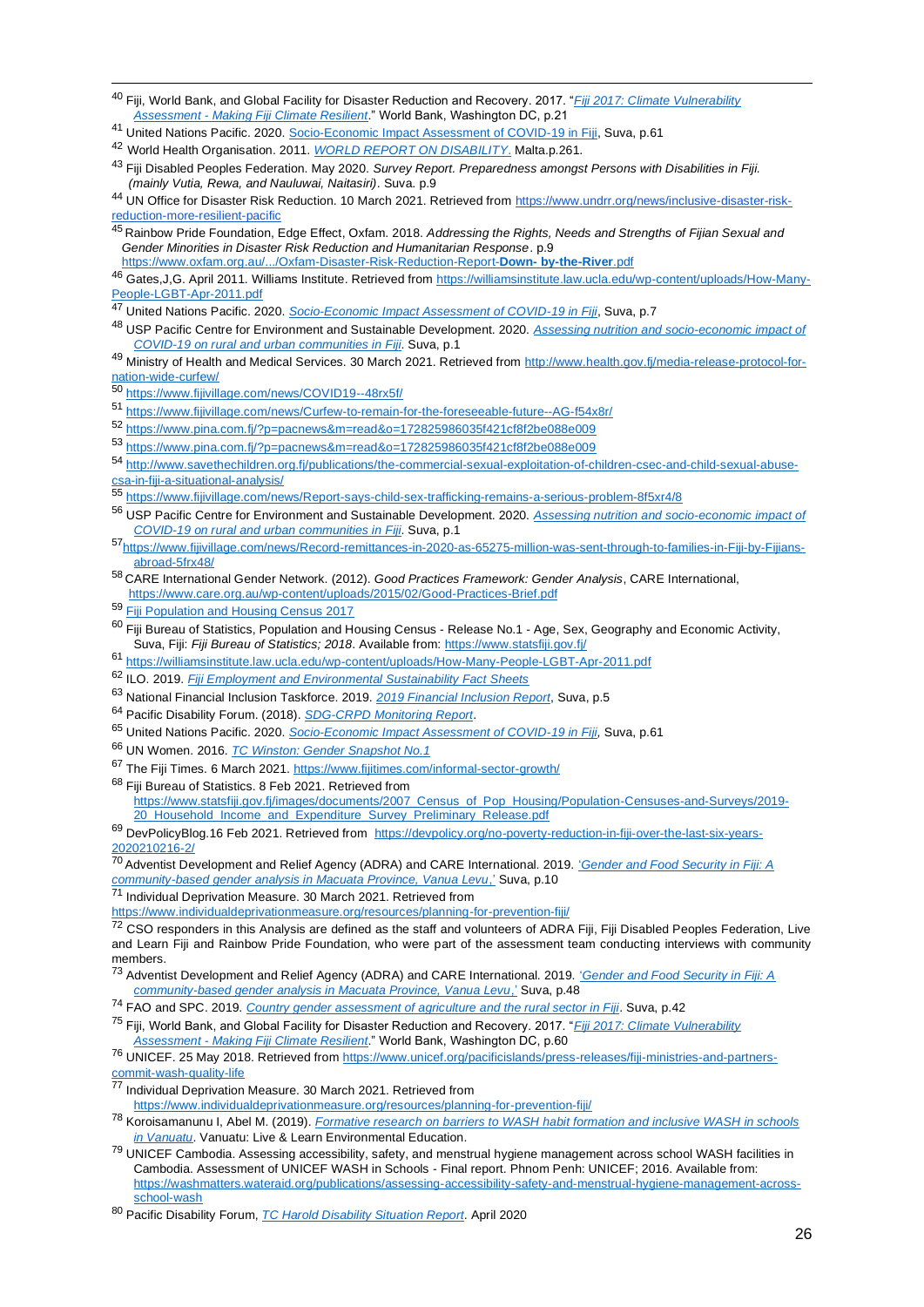[40] Fiji, World Bank, and Global Facility for Disaster Reduction and Recovery. 2017. "*Fiji 2017: Climate Vulnerability Assessment - Making Fiji Climate Resilient*." World Bank, Washington DC, p.21

[41] United Nations Pacific. 2020. Socio-Economic Impact Assessment of COVID-19 in Fiji, Suva, p.61

[42] World Health Organisation. 2011. *WORLD REPORT ON DISABILITY*. Malta.p.261.

[43] Fiji Disabled Peoples Federation. May 2020. *Survey Report. Preparedness amongst Persons with Disabilities in Fiji. (mainly Vutia, Rewa, and Nauluwai, Naitasiri)*. Suva. p.9

[44] UN Office for Disaster Risk Reduction. 10 March 2021. Retrieved from https://www.undrr.org/news/inclusive-disaster-risk-reduction-more-resilient-pacific

[45] Rainbow Pride Foundation, Edge Effect, Oxfam. 2018. *Addressing the Rights, Needs and Strengths of Fijian Sexual and Gender Minorities in Disaster Risk Reduction and Humanitarian Response*. p.9 https://www.oxfam.org.au/.../Oxfam-Disaster-Risk-Reduction-Report-**Down- by-the-River**.pdf

[46] Gates,J,G. April 2011. Williams Institute. Retrieved from https://williamsinstitute.law.ucla.edu/wp-content/uploads/How-Many-People-LGBT-Apr-2011.pdf

[47] United Nations Pacific. 2020. *Socio-Economic Impact Assessment of COVID-19 in Fiji*, Suva, p.7

[48] USP Pacific Centre for Environment and Sustainable Development. 2020. *Assessing nutrition and socio-economic impact of COVID-19 on rural and urban communities in Fiji*. Suva, p.1

[49] Ministry of Health and Medical Services. 30 March 2021. Retrieved from http://www.health.gov.fj/media-release-protocol-for-nation-wide-curfew/

[50] https://www.fijivillage.com/news/COVID19--48rx5f/

[51] https://www.fijivillage.com/news/Curfew-to-remain-for-the-foreseeable-future--AG-f54x8r/

[52] https://www.pina.com.fj/?p=pacnews&m=read&o=172825986035f421cf8f2be088e009

[53] https://www.pina.com.fj/?p=pacnews&m=read&o=172825986035f421cf8f2be088e009

[54] http://www.savethechildren.org.fj/publications/the-commercial-sexual-exploitation-of-children-csec-and-child-sexual-abuse-csa-in-fiji-a-situational-analysis/

[55] https://www.fijivillage.com/news/Report-says-child-sex-trafficking-remains-a-serious-problem-8f5xr4/8

[56] USP Pacific Centre for Environment and Sustainable Development. 2020. *Assessing nutrition and socio-economic impact of COVID-19 on rural and urban communities in Fiji*. Suva, p.1

[57] https://www.fijivillage.com/news/Record-remittances-in-2020-as-65275-million-was-sent-through-to-families-in-Fiji-by-Fijians-abroad-5frx48/

[58] CARE International Gender Network. (2012). *Good Practices Framework: Gender Analysis*, CARE International, https://www.care.org.au/wp-content/uploads/2015/02/Good-Practices-Brief.pdf

[59] Fiji Population and Housing Census 2017

[60] Fiji Bureau of Statistics, Population and Housing Census - Release No.1 - Age, Sex, Geography and Economic Activity, Suva, Fiji: *Fiji Bureau of Statistics; 2018*. Available from: https://www.statsfiji.gov.fj/

[61] https://williamsinstitute.law.ucla.edu/wp-content/uploads/How-Many-People-LGBT-Apr-2011.pdf

[62] ILO. 2019. *Fiji Employment and Environmental Sustainability Fact Sheets*

[63] National Financial Inclusion Taskforce. 2019. *2019 Financial Inclusion Report*, Suva, p.5

[64] Pacific Disability Forum. (2018). *SDG-CRPD Monitoring Report*.

[65] United Nations Pacific. 2020. *Socio-Economic Impact Assessment of COVID-19 in Fiji,* Suva, p.61

[66] UN Women. 2016. *TC Winston: Gender Snapshot No.1*

[67] The Fiji Times. 6 March 2021. https://www.fijitimes.com/informal-sector-growth/

[68] Fiji Bureau of Statistics. 8 Feb 2021. Retrieved from https://www.statsfiji.gov.fj/images/documents/2007_Census_of_Pop_Housing/Population-Censuses-and-Surveys/2019-20_Household_Income_and_Expenditure_Survey_Preliminary_Release.pdf

[69] DevPolicyBlog.16 Feb 2021. Retrieved from https://devpolicy.org/no-poverty-reduction-in-fiji-over-the-last-six-years-2020210216-2/

[70] Adventist Development and Relief Agency (ADRA) and CARE International. 2019. *'Gender and Food Security in Fiji: A community-based gender analysis in Macuata Province, Vanua Levu,'* Suva, p.10

[71] Individual Deprivation Measure. 30 March 2021. Retrieved from https://www.individualdeprivationmeasure.org/resources/planning-for-prevention-fiji/

[72] CSO responders in this Analysis are defined as the staff and volunteers of ADRA Fiji, Fiji Disabled Peoples Federation, Live and Learn Fiji and Rainbow Pride Foundation, who were part of the assessment team conducting interviews with community members.

[73] Adventist Development and Relief Agency (ADRA) and CARE International. 2019. *'Gender and Food Security in Fiji: A community-based gender analysis in Macuata Province, Vanua Levu,'* Suva, p.48

[74] FAO and SPC. 2019. *Country gender assessment of agriculture and the rural sector in Fiji*. Suva, p.42

[75] Fiji, World Bank, and Global Facility for Disaster Reduction and Recovery. 2017. "*Fiji 2017: Climate Vulnerability Assessment - Making Fiji Climate Resilient*." World Bank, Washington DC, p.60

[76] UNICEF. 25 May 2018. Retrieved from https://www.unicef.org/pacificislands/press-releases/fiji-ministries-and-partners-commit-wash-quality-life

[77] Individual Deprivation Measure. 30 March 2021. Retrieved from https://www.individualdeprivationmeasure.org/resources/planning-for-prevention-fiji/

[78] Koroisamanunu I, Abel M. (2019). *Formative research on barriers to WASH habit formation and inclusive WASH in schools in Vanuatu*. Vanuatu: Live & Learn Environmental Education.

[79] UNICEF Cambodia. Assessing accessibility, safety, and menstrual hygiene management across school WASH facilities in Cambodia. Assessment of UNICEF WASH in Schools - Final report. Phnom Penh: UNICEF; 2016. Available from: https://washmatters.wateraid.org/publications/assessing-accessibility-safety-and-menstrual-hygiene-management-across-school-wash

[80] Pacific Disability Forum, *TC Harold Disability Situation Report*. April 2020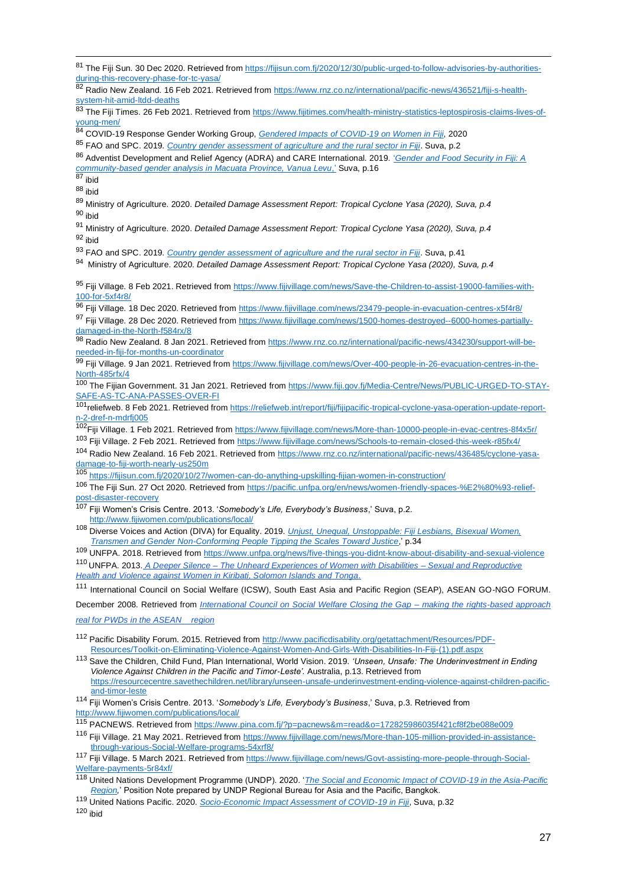[81] The Fiji Sun. 30 Dec 2020. Retrieved from https://fijisun.com.fj/2020/12/30/public-urged-to-follow-advisories-by-authorities-during-this-recovery-phase-for-tc-yasa/

[82] Radio New Zealand. 16 Feb 2021. Retrieved from https://www.rnz.co.nz/international/pacific-news/436521/fiji-s-health-system-hit-amid-ltdd-deaths

[83] The Fiji Times. 26 Feb 2021. Retrieved from https://www.fijitimes.com/health-ministry-statistics-leptospirosis-claims-lives-of-young-men/

[84] COVID-19 Response Gender Working Group, *Gendered Impacts of COVID-19 on Women in Fiji*, 2020

[85] FAO and SPC. 2019. *Country gender assessment of agriculture and the rural sector in Fiji*. Suva, p.2

[86] Adventist Development and Relief Agency (ADRA) and CARE International. 2019. '*Gender and Food Security in Fiji: A community-based gender analysis in Macuata Province, Vanua Levu*,' Suva, p.16

[87] ibid

[88] ibid

[89] Ministry of Agriculture. 2020. *Detailed Damage Assessment Report: Tropical Cyclone Yasa (2020), Suva, p.4*

[90] ibid

[91] Ministry of Agriculture. 2020. *Detailed Damage Assessment Report: Tropical Cyclone Yasa (2020), Suva, p.4*

[92] ibid

[93] FAO and SPC. 2019. *Country gender assessment of agriculture and the rural sector in Fiji*. Suva, p.41

[94] Ministry of Agriculture. 2020. *Detailed Damage Assessment Report: Tropical Cyclone Yasa (2020), Suva, p.4*

[95] Fiji Village. 8 Feb 2021. Retrieved from https://www.fijivillage.com/news/Save-the-Children-to-assist-19000-families-with-100-for-5xf4r8/

[96] Fiji Village. 18 Dec 2020. Retrieved from https://www.fijivillage.com/news/23479-people-in-evacuation-centres-x5f4r8/

[97] Fiji Village. 28 Dec 2020. Retrieved from https://www.fijivillage.com/news/1500-homes-destroyed--6000-homes-partially-damaged-in-the-North-f584rx/8

[98] Radio New Zealand. 8 Jan 2021. Retrieved from https://www.rnz.co.nz/international/pacific-news/434230/support-will-be-needed-in-fiji-for-months-un-coordinator

[99] Fiji Village. 9 Jan 2021. Retrieved from https://www.fijivillage.com/news/Over-400-people-in-26-evacuation-centres-in-the-North-485rfx/4

[100] The Fijian Government. 31 Jan 2021. Retrieved from https://www.fiji.gov.fj/Media-Centre/News/PUBLIC-URGED-TO-STAY-SAFE-AS-TC-ANA-PASSES-OVER-FI

[101] reliefweb. 8 Feb 2021. Retrieved from https://reliefweb.int/report/fiji/fijipacific-tropical-cyclone-yasa-operation-update-report-n-2-dref-n-mdrfj005

[102] Fiji Village. 1 Feb 2021. Retrieved from https://www.fijivillage.com/news/More-than-10000-people-in-evac-centres-8f4x5r/

[103] Fiji Village. 2 Feb 2021. Retrieved from https://www.fijivillage.com/news/Schools-to-remain-closed-this-week-r85fx4/

[104] Radio New Zealand. 16 Feb 2021. Retrieved from https://www.rnz.co.nz/international/pacific-news/436485/cyclone-yasa-damage-to-fiji-worth-nearly-us250m

[105] https://fijisun.com.fj/2020/10/27/women-can-do-anything-upskilling-fijian-women-in-construction/

[106] The Fiji Sun. 27 Oct 2020. Retrieved from https://pacific.unfpa.org/en/news/women-friendly-spaces-%E2%80%93-relief-post-disaster-recovery

[107] Fiji Women's Crisis Centre. 2013. '*Somebody's Life, Everybody's Business*,' Suva, p.2. http://www.fijiwomen.com/publications/local/

[108] Diverse Voices and Action (DIVA) for Equality. 2019. *Unjust, Unequal, Unstoppable: Fiji Lesbians, Bisexual Women, Transmen and Gender Non-Conforming People Tipping the Scales Toward Justice*,' p.34

[109] UNFPA. 2018. Retrieved from https://www.unfpa.org/news/five-things-you-didnt-know-about-disability-and-sexual-violence

[110] UNFPA. 2013. *A Deeper Silence – The Unheard Experiences of Women with Disabilities – Sexual and Reproductive Health and Violence against Women in Kiribati, Solomon Islands and Tonga*.

[111] International Council on Social Welfare (ICSW), South East Asia and Pacific Region (SEAP), ASEAN GO-NGO FORUM. December 2008. Retrieved from *International Council on Social Welfare Closing the Gap – making the rights-based approach real for PWDs in the ASEAN region*

[112] Pacific Disability Forum. 2015. Retrieved from http://www.pacificdisability.org/getattachment/Resources/PDF-Resources/Toolkit-on-Eliminating-Violence-Against-Women-And-Girls-With-Disabilities-In-Fiji-(1).pdf.aspx

[113] Save the Children, Child Fund, Plan International, World Vision. 2019. *'Unseen, Unsafe: The Underinvestment in Ending Violence Against Children in the Pacific and Timor-Leste'.* Australia, p.13. Retrieved from https://resourcecentre.savethechildren.net/library/unseen-unsafe-underinvestment-ending-violence-against-children-pacific-and-timor-leste

[114] Fiji Women's Crisis Centre. 2013. '*Somebody's Life, Everybody's Business*,' Suva, p.3. Retrieved from http://www.fijiwomen.com/publications/local/

[115] PACNEWS. Retrieved from https://www.pina.com.fj/?p=pacnews&m=read&o=172825986035f421cf8f2be088e009

[116] Fiji Village. 21 May 2021. Retrieved from https://www.fijivillage.com/news/More-than-105-million-provided-in-assistance-through-various-Social-Welfare-programs-54xrf8/

[117] Fiji Village. 5 March 2021. Retrieved from https://www.fijivillage.com/news/Govt-assisting-more-people-through-Social-Welfare-payments-5r84xf/

[118] United Nations Development Programme (UNDP). 2020. '*The Social and Economic Impact of COVID-19 in the Asia-Pacific Region*,' Position Note prepared by UNDP Regional Bureau for Asia and the Pacific, Bangkok.

[119] United Nations Pacific. 2020. *Socio-Economic Impact Assessment of COVID-19 in Fiji*, Suva, p.32

[120] ibid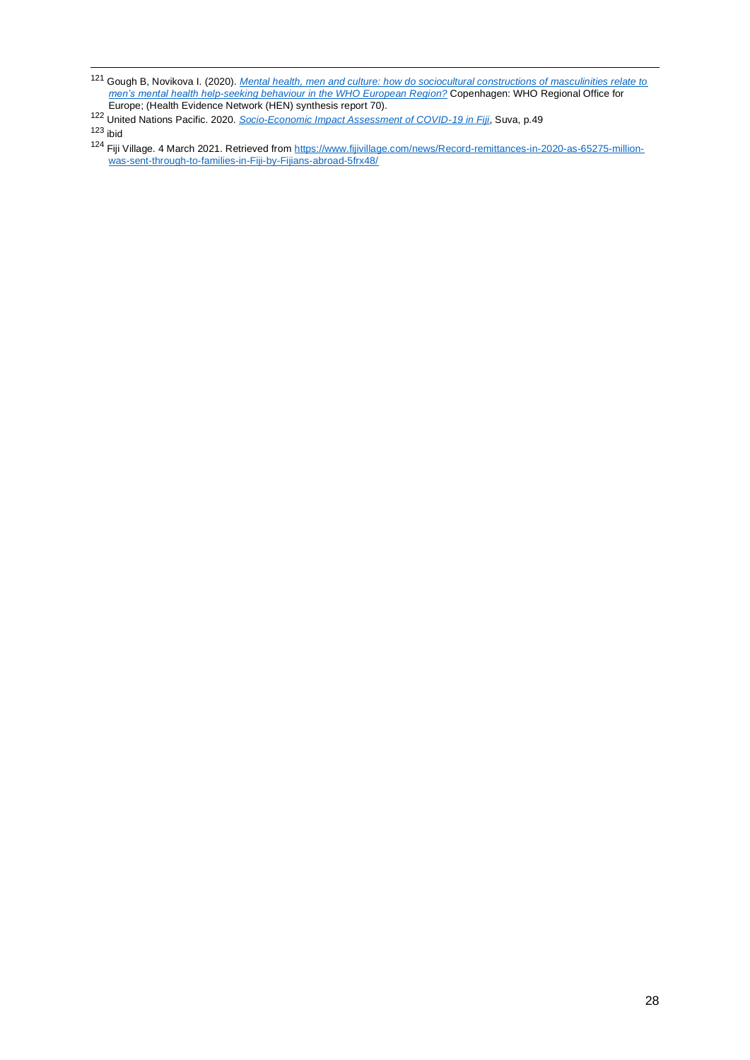[121] Gough B, Novikova I. (2020). *Mental health, men and culture: how do sociocultural constructions of masculinities relate to men's mental health help-seeking behaviour in the WHO European Region?* Copenhagen: WHO Regional Office for Europe; (Health Evidence Network (HEN) synthesis report 70).

[122] United Nations Pacific. 2020. *Socio-Economic Impact Assessment of COVID-19 in Fiji*, Suva, p.49

[123] ibid

[124] Fiji Village. 4 March 2021. Retrieved from https://www.fijivillage.com/news/Record-remittances-in-2020-as-65275-million-was-sent-through-to-families-in-Fiji-by-Fijians-abroad-5frx48/